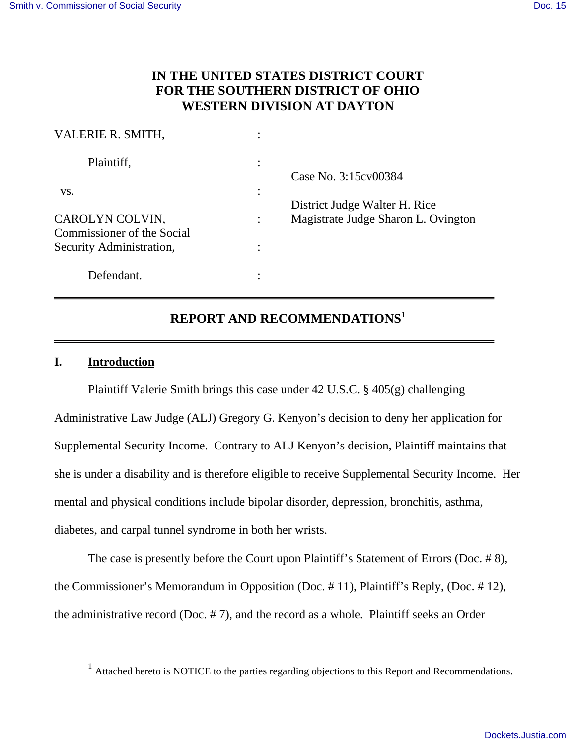# IN THE UNITED STATES DISTRICT COURT FOR THE SOUTHERN DISTRICT OF OHIO WESTERN DIVISION AT DAYTON

| | | |
|---|---|---|
| VALERIE R. SMITH, | : | |
| Plaintiff, | : | Case No. 3:15cv00384 |
| vs. | : | |
| CAROLYN COLVIN, Commissioner of the Social Security Administration, | : | District Judge Walter H. Rice<br>Magistrate Judge Sharon L. Ovington |
| Defendant. | : | |

## REPORT AND RECOMMENDATIONS[1]

### I. Introduction

Plaintiff Valerie Smith brings this case under 42 U.S.C. § 405(g) challenging Administrative Law Judge (ALJ) Gregory G. Kenyon's decision to deny her application for Supplemental Security Income. Contrary to ALJ Kenyon's decision, Plaintiff maintains that she is under a disability and is therefore eligible to receive Supplemental Security Income. Her mental and physical conditions include bipolar disorder, depression, bronchitis, asthma, diabetes, and carpal tunnel syndrome in both her wrists.

The case is presently before the Court upon Plaintiff's Statement of Errors (Doc. # 8), the Commissioner's Memorandum in Opposition (Doc. # 11), Plaintiff's Reply, (Doc. # 12), the administrative record (Doc. # 7), and the record as a whole. Plaintiff seeks an Order

[1] Attached hereto is NOTICE to the parties regarding objections to this Report and Recommendations.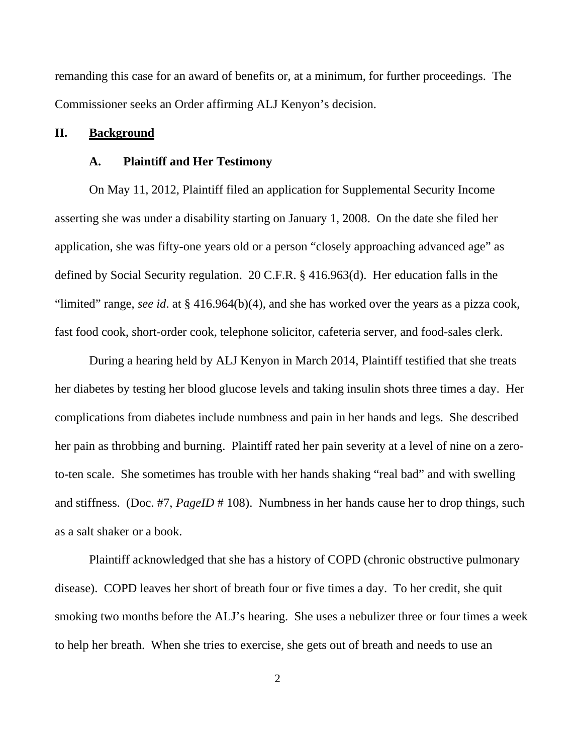remanding this case for an award of benefits or, at a minimum, for further proceedings. The Commissioner seeks an Order affirming ALJ Kenyon's decision.

## II. Background

### A. Plaintiff and Her Testimony

On May 11, 2012, Plaintiff filed an application for Supplemental Security Income asserting she was under a disability starting on January 1, 2008. On the date she filed her application, she was fifty-one years old or a person "closely approaching advanced age" as defined by Social Security regulation. 20 C.F.R. § 416.963(d). Her education falls in the "limited" range, *see id*. at § 416.964(b)(4), and she has worked over the years as a pizza cook, fast food cook, short-order cook, telephone solicitor, cafeteria server, and food-sales clerk.

During a hearing held by ALJ Kenyon in March 2014, Plaintiff testified that she treats her diabetes by testing her blood glucose levels and taking insulin shots three times a day. Her complications from diabetes include numbness and pain in her hands and legs. She described her pain as throbbing and burning. Plaintiff rated her pain severity at a level of nine on a zero-to-ten scale. She sometimes has trouble with her hands shaking "real bad" and with swelling and stiffness. (Doc. #7, *PageID* # 108). Numbness in her hands cause her to drop things, such as a salt shaker or a book.

Plaintiff acknowledged that she has a history of COPD (chronic obstructive pulmonary disease). COPD leaves her short of breath four or five times a day. To her credit, she quit smoking two months before the ALJ's hearing. She uses a nebulizer three or four times a week to help her breath. When she tries to exercise, she gets out of breath and needs to use an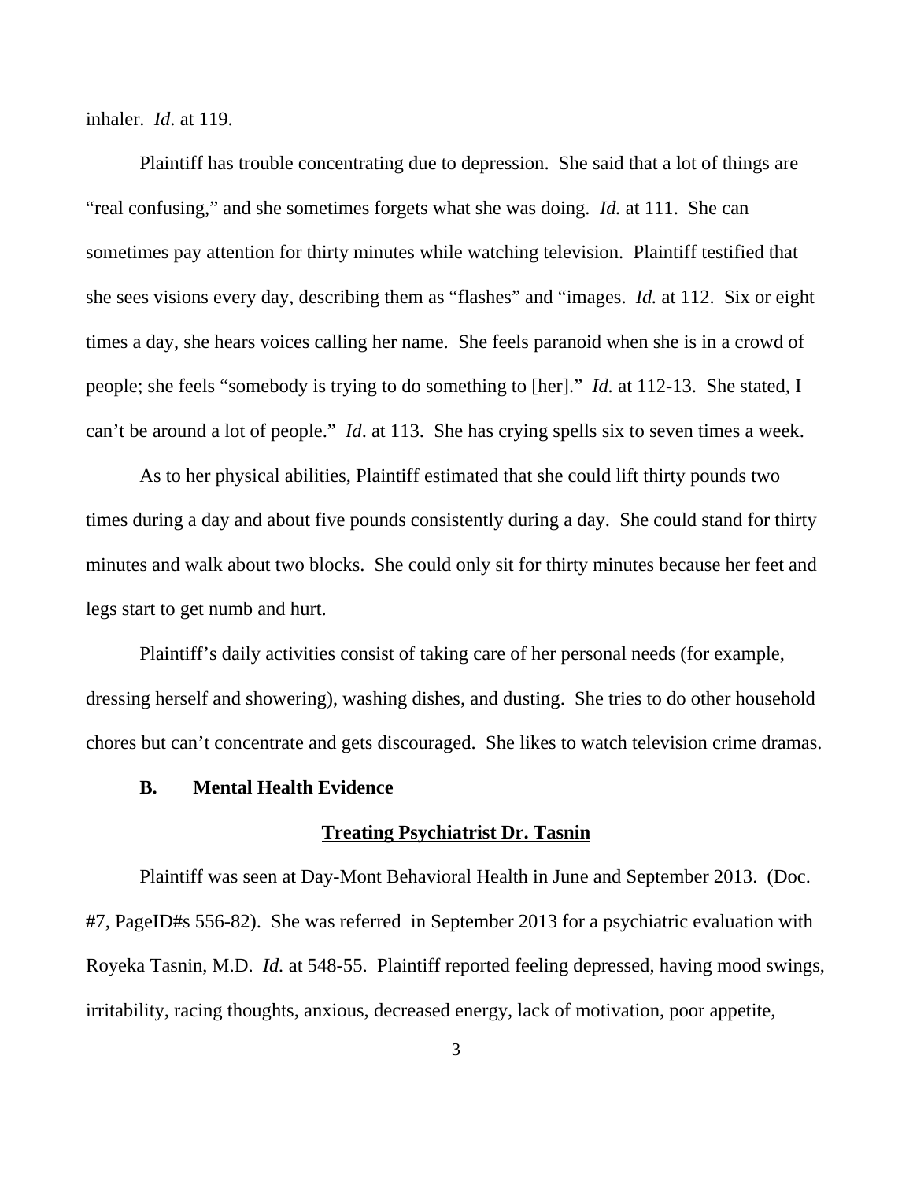inhaler. *Id*. at 119.

Plaintiff has trouble concentrating due to depression. She said that a lot of things are "real confusing," and she sometimes forgets what she was doing. *Id.* at 111. She can sometimes pay attention for thirty minutes while watching television. Plaintiff testified that she sees visions every day, describing them as "flashes" and "images. *Id.* at 112. Six or eight times a day, she hears voices calling her name. She feels paranoid when she is in a crowd of people; she feels "somebody is trying to do something to [her]." *Id.* at 112-13. She stated, I can't be around a lot of people." *Id*. at 113. She has crying spells six to seven times a week.

As to her physical abilities, Plaintiff estimated that she could lift thirty pounds two times during a day and about five pounds consistently during a day. She could stand for thirty minutes and walk about two blocks. She could only sit for thirty minutes because her feet and legs start to get numb and hurt.

Plaintiff's daily activities consist of taking care of her personal needs (for example, dressing herself and showering), washing dishes, and dusting. She tries to do other household chores but can't concentrate and gets discouraged. She likes to watch television crime dramas.

### B. Mental Health Evidence

**Treating Psychiatrist Dr. Tasnin**

Plaintiff was seen at Day-Mont Behavioral Health in June and September 2013. (Doc. #7, PageID#s 556-82). She was referred in September 2013 for a psychiatric evaluation with Royeka Tasnin, M.D. *Id.* at 548-55. Plaintiff reported feeling depressed, having mood swings, irritability, racing thoughts, anxious, decreased energy, lack of motivation, poor appetite,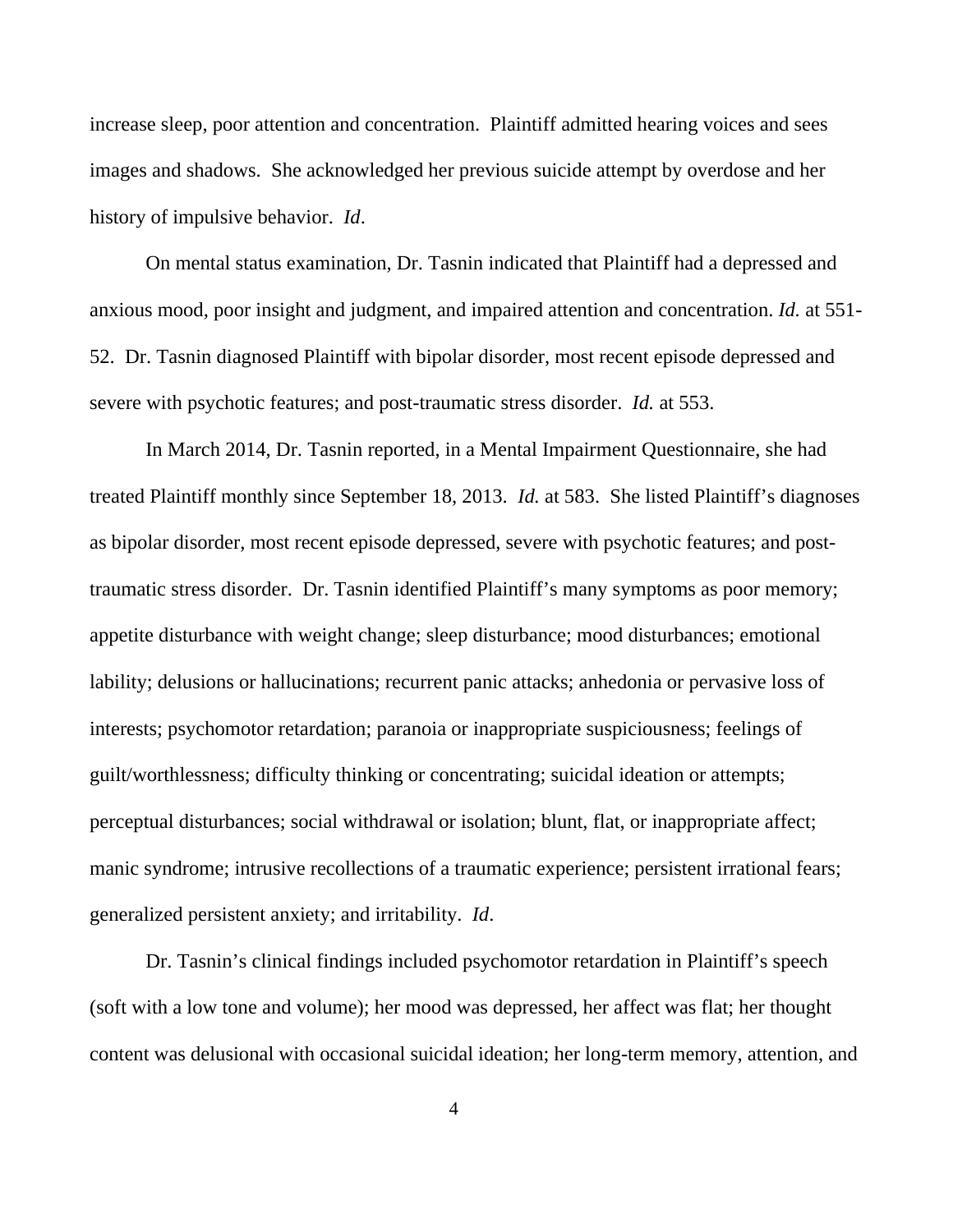increase sleep, poor attention and concentration. Plaintiff admitted hearing voices and sees images and shadows. She acknowledged her previous suicide attempt by overdose and her history of impulsive behavior. *Id*.

On mental status examination, Dr. Tasnin indicated that Plaintiff had a depressed and anxious mood, poor insight and judgment, and impaired attention and concentration. *Id.* at 551-52. Dr. Tasnin diagnosed Plaintiff with bipolar disorder, most recent episode depressed and severe with psychotic features; and post-traumatic stress disorder. *Id.* at 553.

In March 2014, Dr. Tasnin reported, in a Mental Impairment Questionnaire, she had treated Plaintiff monthly since September 18, 2013. *Id.* at 583. She listed Plaintiff's diagnoses as bipolar disorder, most recent episode depressed, severe with psychotic features; and post-traumatic stress disorder. Dr. Tasnin identified Plaintiff's many symptoms as poor memory; appetite disturbance with weight change; sleep disturbance; mood disturbances; emotional lability; delusions or hallucinations; recurrent panic attacks; anhedonia or pervasive loss of interests; psychomotor retardation; paranoia or inappropriate suspiciousness; feelings of guilt/worthlessness; difficulty thinking or concentrating; suicidal ideation or attempts; perceptual disturbances; social withdrawal or isolation; blunt, flat, or inappropriate affect; manic syndrome; intrusive recollections of a traumatic experience; persistent irrational fears; generalized persistent anxiety; and irritability. *Id*.

Dr. Tasnin's clinical findings included psychomotor retardation in Plaintiff's speech (soft with a low tone and volume); her mood was depressed, her affect was flat; her thought content was delusional with occasional suicidal ideation; her long-term memory, attention, and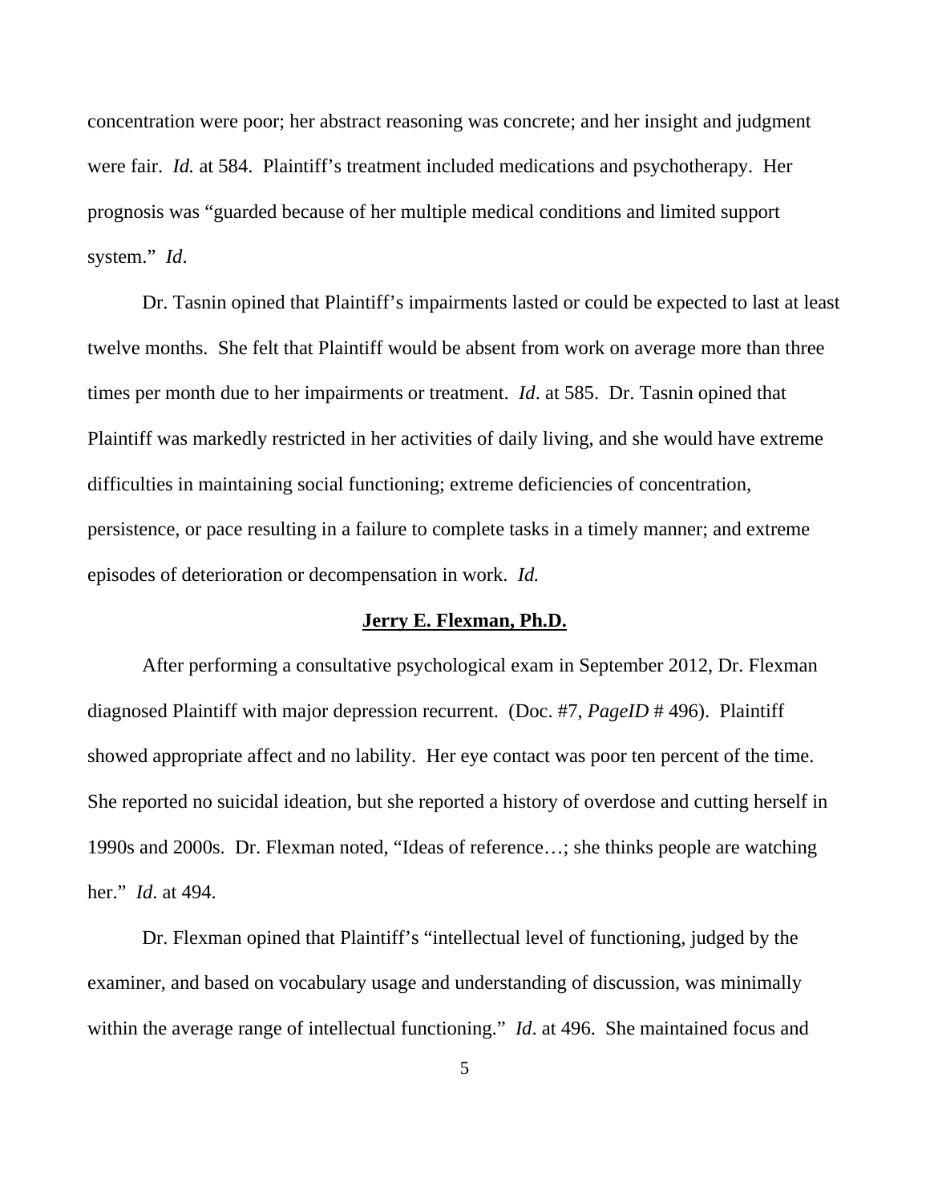concentration were poor; her abstract reasoning was concrete; and her insight and judgment were fair. *Id.* at 584. Plaintiff's treatment included medications and psychotherapy. Her prognosis was "guarded because of her multiple medical conditions and limited support system." *Id*.

Dr. Tasnin opined that Plaintiff's impairments lasted or could be expected to last at least twelve months. She felt that Plaintiff would be absent from work on average more than three times per month due to her impairments or treatment. *Id*. at 585. Dr. Tasnin opined that Plaintiff was markedly restricted in her activities of daily living, and she would have extreme difficulties in maintaining social functioning; extreme deficiencies of concentration, persistence, or pace resulting in a failure to complete tasks in a timely manner; and extreme episodes of deterioration or decompensation in work. *Id.*

**Jerry E. Flexman, Ph.D.**

After performing a consultative psychological exam in September 2012, Dr. Flexman diagnosed Plaintiff with major depression recurrent. (Doc. #7, *PageID* # 496). Plaintiff showed appropriate affect and no lability. Her eye contact was poor ten percent of the time. She reported no suicidal ideation, but she reported a history of overdose and cutting herself in 1990s and 2000s. Dr. Flexman noted, "Ideas of reference…; she thinks people are watching her." *Id*. at 494.

Dr. Flexman opined that Plaintiff's "intellectual level of functioning, judged by the examiner, and based on vocabulary usage and understanding of discussion, was minimally within the average range of intellectual functioning." *Id*. at 496. She maintained focus and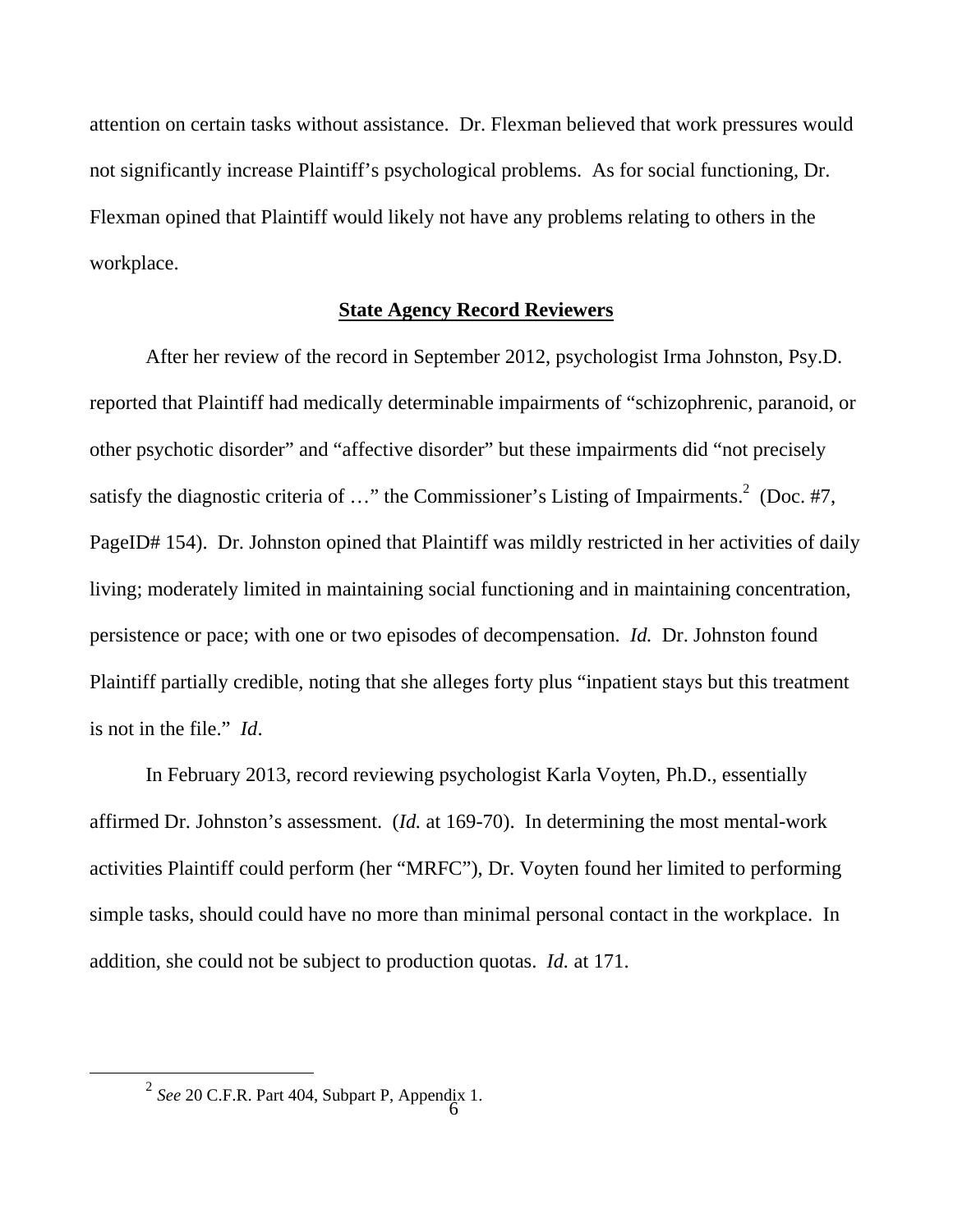attention on certain tasks without assistance. Dr. Flexman believed that work pressures would not significantly increase Plaintiff's psychological problems. As for social functioning, Dr. Flexman opined that Plaintiff would likely not have any problems relating to others in the workplace.

## **State Agency Record Reviewers**

After her review of the record in September 2012, psychologist Irma Johnston, Psy.D. reported that Plaintiff had medically determinable impairments of "schizophrenic, paranoid, or other psychotic disorder" and "affective disorder" but these impairments did "not precisely satisfy the diagnostic criteria of …" the Commissioner's Listing of Impairments.[2] (Doc. #7, PageID# 154). Dr. Johnston opined that Plaintiff was mildly restricted in her activities of daily living; moderately limited in maintaining social functioning and in maintaining concentration, persistence or pace; with one or two episodes of decompensation. *Id.* Dr. Johnston found Plaintiff partially credible, noting that she alleges forty plus "inpatient stays but this treatment is not in the file." *Id*.

In February 2013, record reviewing psychologist Karla Voyten, Ph.D., essentially affirmed Dr. Johnston's assessment. (*Id.* at 169-70). In determining the most mental-work activities Plaintiff could perform (her "MRFC"), Dr. Voyten found her limited to performing simple tasks, should could have no more than minimal personal contact in the workplace. In addition, she could not be subject to production quotas. *Id.* at 171.

---

[2] *See* 20 C.F.R. Part 404, Subpart P, Appendix 1.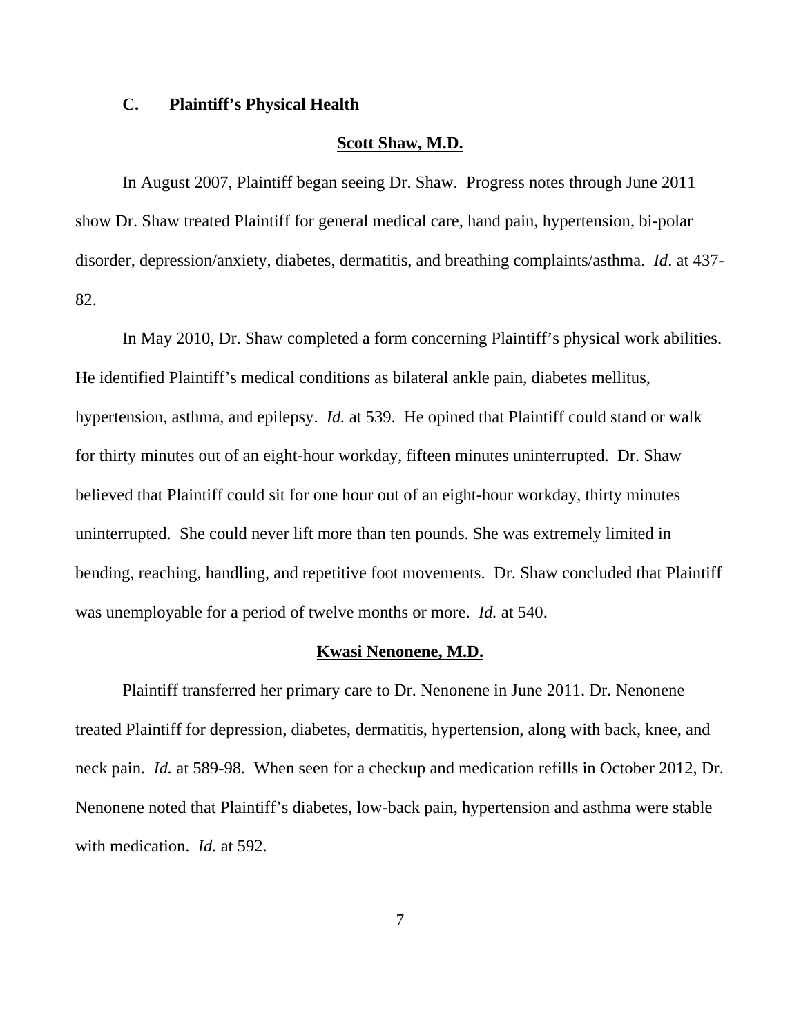### C. Plaintiff's Physical Health

**Scott Shaw, M.D.**

In August 2007, Plaintiff began seeing Dr. Shaw. Progress notes through June 2011 show Dr. Shaw treated Plaintiff for general medical care, hand pain, hypertension, bi-polar disorder, depression/anxiety, diabetes, dermatitis, and breathing complaints/asthma. *Id*. at 437-82.

In May 2010, Dr. Shaw completed a form concerning Plaintiff's physical work abilities. He identified Plaintiff's medical conditions as bilateral ankle pain, diabetes mellitus, hypertension, asthma, and epilepsy. *Id.* at 539. He opined that Plaintiff could stand or walk for thirty minutes out of an eight-hour workday, fifteen minutes uninterrupted. Dr. Shaw believed that Plaintiff could sit for one hour out of an eight-hour workday, thirty minutes uninterrupted. She could never lift more than ten pounds. She was extremely limited in bending, reaching, handling, and repetitive foot movements. Dr. Shaw concluded that Plaintiff was unemployable for a period of twelve months or more. *Id.* at 540.

**Kwasi Nenonene, M.D.**

Plaintiff transferred her primary care to Dr. Nenonene in June 2011. Dr. Nenonene treated Plaintiff for depression, diabetes, dermatitis, hypertension, along with back, knee, and neck pain. *Id.* at 589-98. When seen for a checkup and medication refills in October 2012, Dr. Nenonene noted that Plaintiff's diabetes, low-back pain, hypertension and asthma were stable with medication. *Id.* at 592.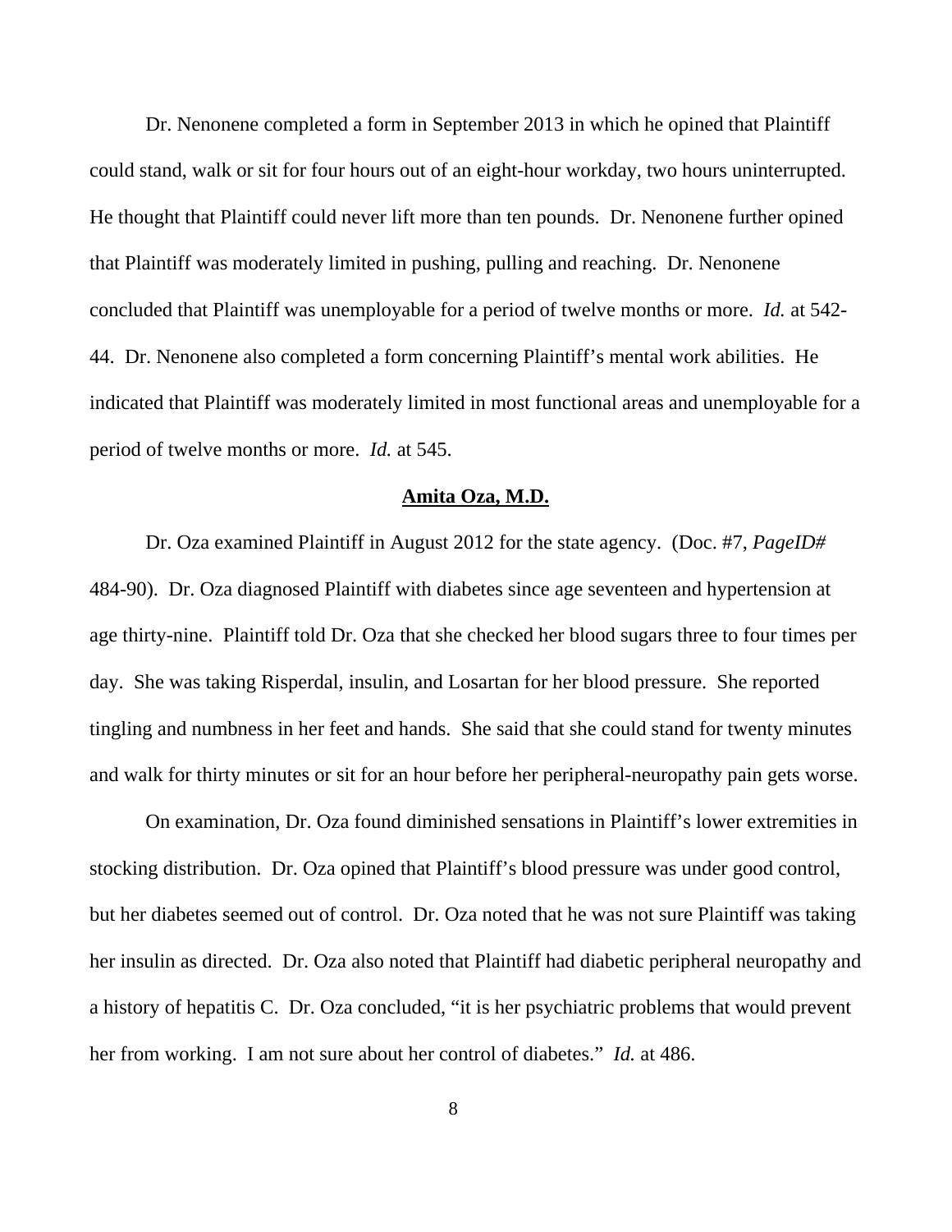Dr. Nenonene completed a form in September 2013 in which he opined that Plaintiff could stand, walk or sit for four hours out of an eight-hour workday, two hours uninterrupted. He thought that Plaintiff could never lift more than ten pounds. Dr. Nenonene further opined that Plaintiff was moderately limited in pushing, pulling and reaching. Dr. Nenonene concluded that Plaintiff was unemployable for a period of twelve months or more. *Id.* at 542-44. Dr. Nenonene also completed a form concerning Plaintiff's mental work abilities. He indicated that Plaintiff was moderately limited in most functional areas and unemployable for a period of twelve months or more. *Id.* at 545.

**Amita Oza, M.D.**

Dr. Oza examined Plaintiff in August 2012 for the state agency. (Doc. #7, *PageID#* 484-90). Dr. Oza diagnosed Plaintiff with diabetes since age seventeen and hypertension at age thirty-nine. Plaintiff told Dr. Oza that she checked her blood sugars three to four times per day. She was taking Risperdal, insulin, and Losartan for her blood pressure. She reported tingling and numbness in her feet and hands. She said that she could stand for twenty minutes and walk for thirty minutes or sit for an hour before her peripheral-neuropathy pain gets worse.

On examination, Dr. Oza found diminished sensations in Plaintiff's lower extremities in stocking distribution. Dr. Oza opined that Plaintiff's blood pressure was under good control, but her diabetes seemed out of control. Dr. Oza noted that he was not sure Plaintiff was taking her insulin as directed. Dr. Oza also noted that Plaintiff had diabetic peripheral neuropathy and a history of hepatitis C. Dr. Oza concluded, "it is her psychiatric problems that would prevent her from working. I am not sure about her control of diabetes." *Id.* at 486.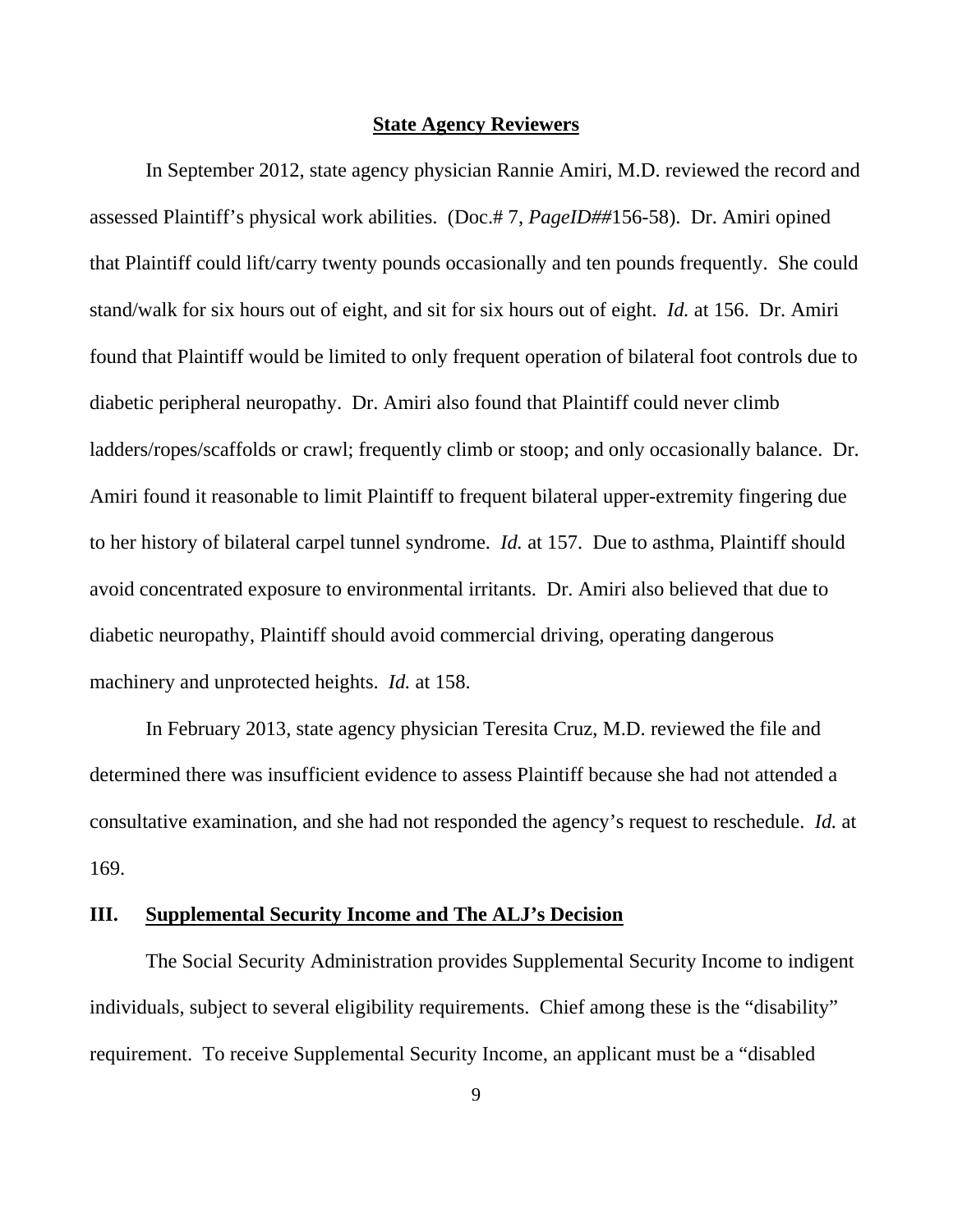**State Agency Reviewers**

In September 2012, state agency physician Rannie Amiri, M.D. reviewed the record and assessed Plaintiff's physical work abilities. (Doc.# 7, *PageID##*156-58). Dr. Amiri opined that Plaintiff could lift/carry twenty pounds occasionally and ten pounds frequently. She could stand/walk for six hours out of eight, and sit for six hours out of eight. *Id.* at 156. Dr. Amiri found that Plaintiff would be limited to only frequent operation of bilateral foot controls due to diabetic peripheral neuropathy. Dr. Amiri also found that Plaintiff could never climb ladders/ropes/scaffolds or crawl; frequently climb or stoop; and only occasionally balance. Dr. Amiri found it reasonable to limit Plaintiff to frequent bilateral upper-extremity fingering due to her history of bilateral carpel tunnel syndrome. *Id.* at 157. Due to asthma, Plaintiff should avoid concentrated exposure to environmental irritants. Dr. Amiri also believed that due to diabetic neuropathy, Plaintiff should avoid commercial driving, operating dangerous machinery and unprotected heights. *Id.* at 158.

In February 2013, state agency physician Teresita Cruz, M.D. reviewed the file and determined there was insufficient evidence to assess Plaintiff because she had not attended a consultative examination, and she had not responded the agency's request to reschedule. *Id.* at 169.

## III. Supplemental Security Income and The ALJ's Decision

The Social Security Administration provides Supplemental Security Income to indigent individuals, subject to several eligibility requirements. Chief among these is the "disability" requirement. To receive Supplemental Security Income, an applicant must be a "disabled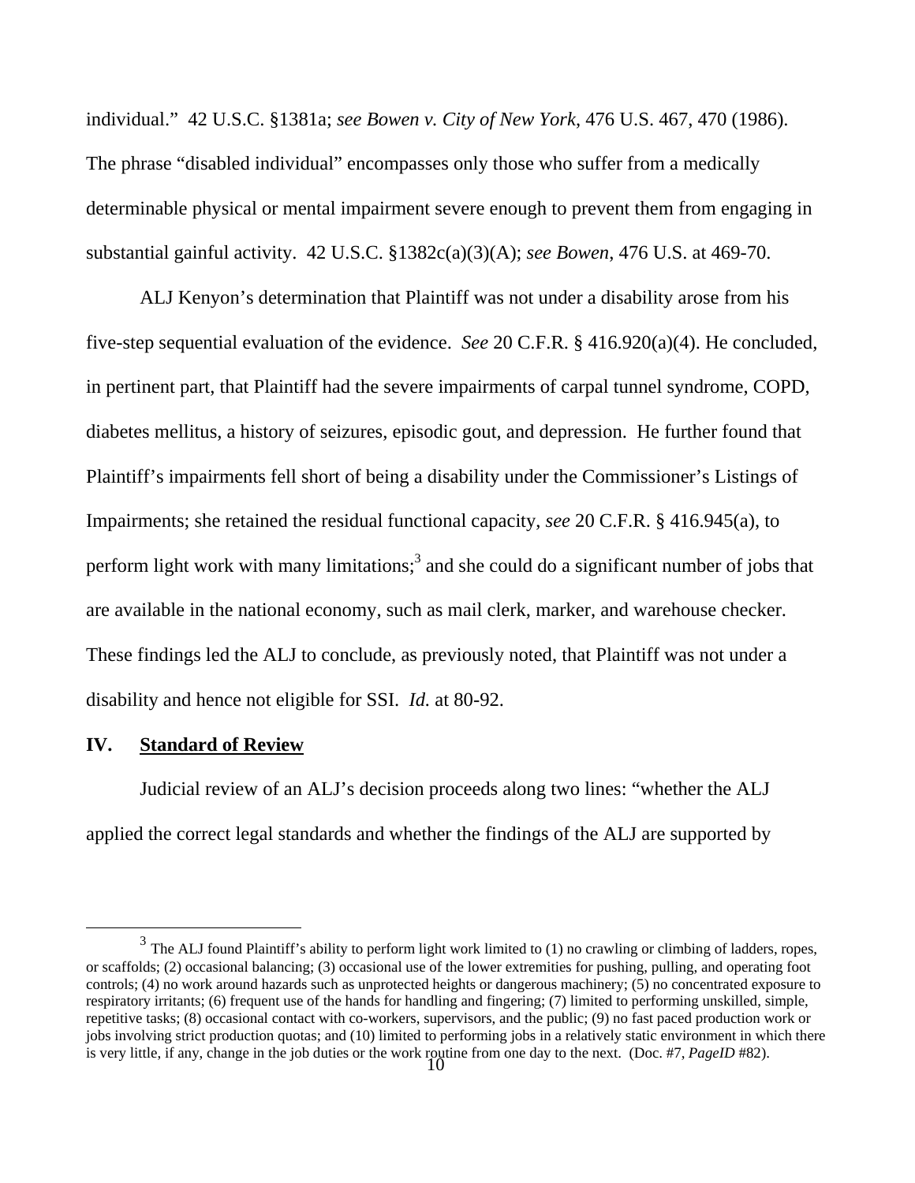individual." 42 U.S.C. §1381a; *see Bowen v. City of New York*, 476 U.S. 467, 470 (1986). The phrase "disabled individual" encompasses only those who suffer from a medically determinable physical or mental impairment severe enough to prevent them from engaging in substantial gainful activity. 42 U.S.C. §1382c(a)(3)(A); *see Bowen*, 476 U.S. at 469-70.

ALJ Kenyon's determination that Plaintiff was not under a disability arose from his five-step sequential evaluation of the evidence. *See* 20 C.F.R. § 416.920(a)(4). He concluded, in pertinent part, that Plaintiff had the severe impairments of carpal tunnel syndrome, COPD, diabetes mellitus, a history of seizures, episodic gout, and depression. He further found that Plaintiff's impairments fell short of being a disability under the Commissioner's Listings of Impairments; she retained the residual functional capacity, *see* 20 C.F.R. § 416.945(a), to perform light work with many limitations;[3] and she could do a significant number of jobs that are available in the national economy, such as mail clerk, marker, and warehouse checker. These findings led the ALJ to conclude, as previously noted, that Plaintiff was not under a disability and hence not eligible for SSI. *Id.* at 80-92.

## IV. Standard of Review

Judicial review of an ALJ's decision proceeds along two lines: "whether the ALJ applied the correct legal standards and whether the findings of the ALJ are supported by

---

[3] The ALJ found Plaintiff's ability to perform light work limited to (1) no crawling or climbing of ladders, ropes, or scaffolds; (2) occasional balancing; (3) occasional use of the lower extremities for pushing, pulling, and operating foot controls; (4) no work around hazards such as unprotected heights or dangerous machinery; (5) no concentrated exposure to respiratory irritants; (6) frequent use of the hands for handling and fingering; (7) limited to performing unskilled, simple, repetitive tasks; (8) occasional contact with co-workers, supervisors, and the public; (9) no fast paced production work or jobs involving strict production quotas; and (10) limited to performing jobs in a relatively static environment in which there is very little, if any, change in the job duties or the work routine from one day to the next. (Doc. #7, *PageID* #82).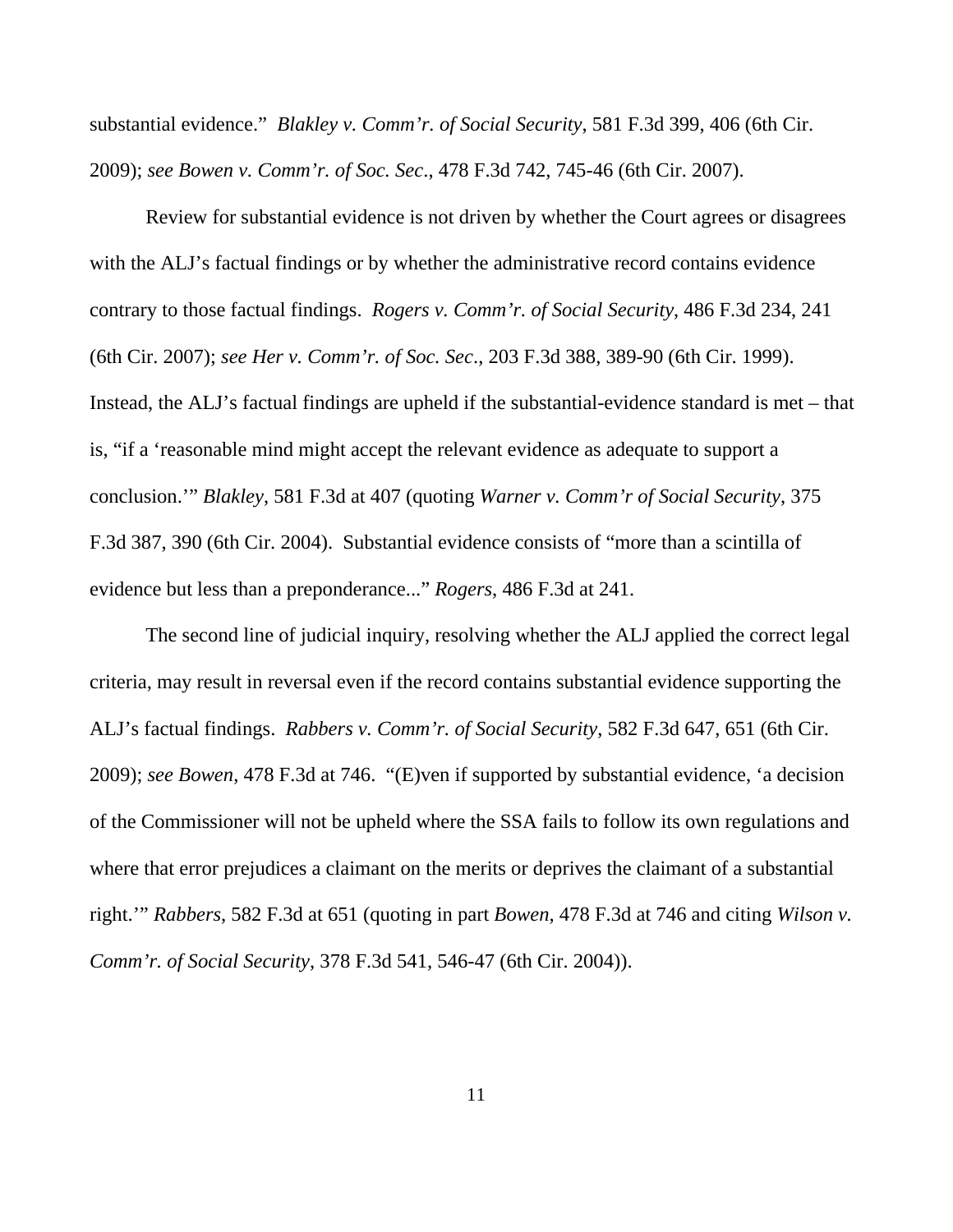substantial evidence." *Blakley v. Comm'r. of Social Security*, 581 F.3d 399, 406 (6th Cir. 2009); *see Bowen v. Comm'r. of Soc. Sec*., 478 F.3d 742, 745-46 (6th Cir. 2007).

Review for substantial evidence is not driven by whether the Court agrees or disagrees with the ALJ's factual findings or by whether the administrative record contains evidence contrary to those factual findings. *Rogers v. Comm'r. of Social Security*, 486 F.3d 234, 241 (6th Cir. 2007); *see Her v. Comm'r. of Soc. Sec*., 203 F.3d 388, 389-90 (6th Cir. 1999). Instead, the ALJ's factual findings are upheld if the substantial-evidence standard is met – that is, "if a 'reasonable mind might accept the relevant evidence as adequate to support a conclusion.'" *Blakley*, 581 F.3d at 407 (quoting *Warner v. Comm'r of Social Security*, 375 F.3d 387, 390 (6th Cir. 2004). Substantial evidence consists of "more than a scintilla of evidence but less than a preponderance..." *Rogers*, 486 F.3d at 241.

The second line of judicial inquiry, resolving whether the ALJ applied the correct legal criteria, may result in reversal even if the record contains substantial evidence supporting the ALJ's factual findings. *Rabbers v. Comm'r. of Social Security*, 582 F.3d 647, 651 (6th Cir. 2009); *see Bowen*, 478 F.3d at 746. "(E)ven if supported by substantial evidence, 'a decision of the Commissioner will not be upheld where the SSA fails to follow its own regulations and where that error prejudices a claimant on the merits or deprives the claimant of a substantial right.'" *Rabbers*, 582 F.3d at 651 (quoting in part *Bowen*, 478 F.3d at 746 and citing *Wilson v. Comm'r. of Social Security*, 378 F.3d 541, 546-47 (6th Cir. 2004)).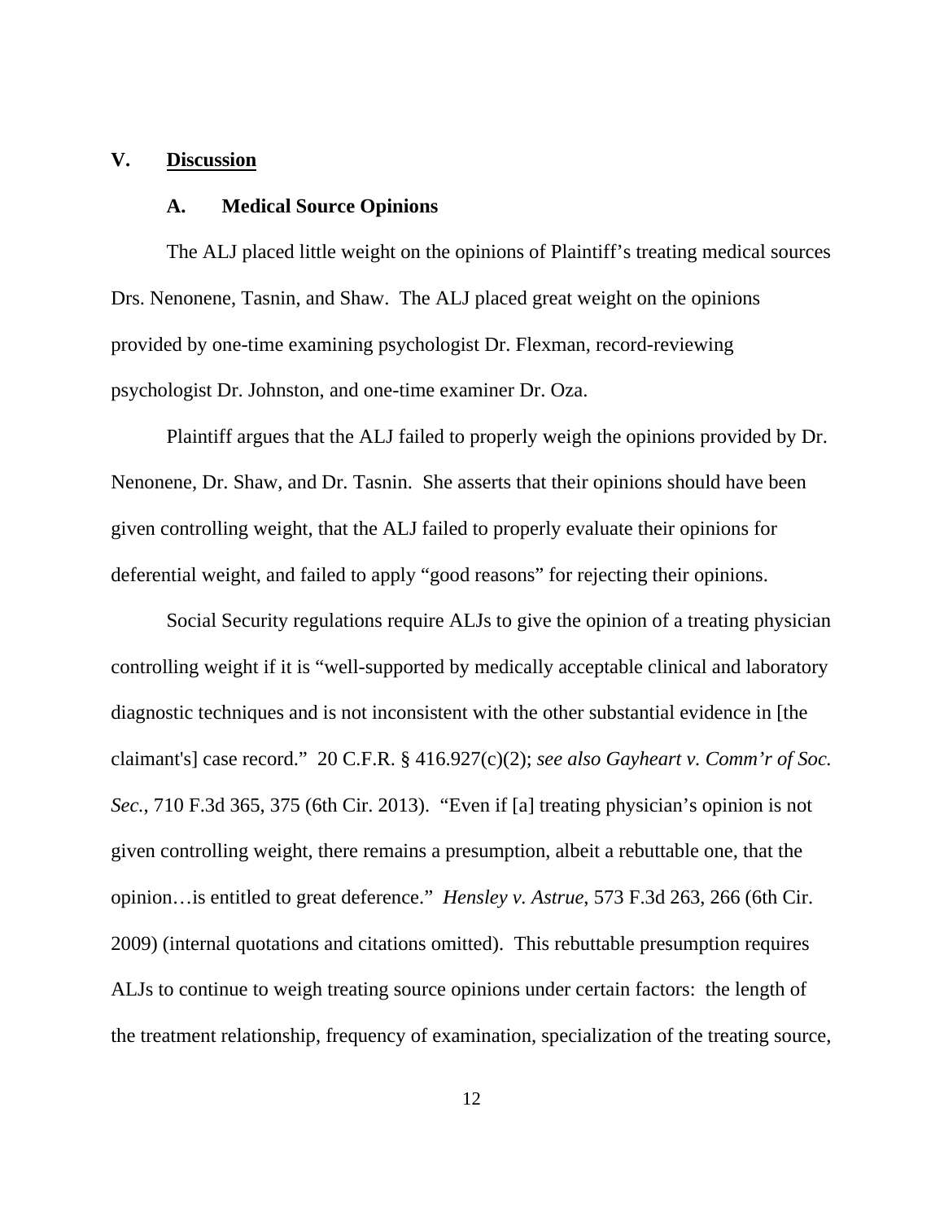## V. <u>Discussion</u>

### A. Medical Source Opinions

The ALJ placed little weight on the opinions of Plaintiff's treating medical sources Drs. Nenonene, Tasnin, and Shaw. The ALJ placed great weight on the opinions provided by one-time examining psychologist Dr. Flexman, record-reviewing psychologist Dr. Johnston, and one-time examiner Dr. Oza.

Plaintiff argues that the ALJ failed to properly weigh the opinions provided by Dr. Nenonene, Dr. Shaw, and Dr. Tasnin. She asserts that their opinions should have been given controlling weight, that the ALJ failed to properly evaluate their opinions for deferential weight, and failed to apply "good reasons" for rejecting their opinions.

Social Security regulations require ALJs to give the opinion of a treating physician controlling weight if it is "well-supported by medically acceptable clinical and laboratory diagnostic techniques and is not inconsistent with the other substantial evidence in [the claimant's] case record." 20 C.F.R. § 416.927(c)(2); *see also Gayheart v. Comm'r of Soc. Sec.*, 710 F.3d 365, 375 (6th Cir. 2013). "Even if [a] treating physician's opinion is not given controlling weight, there remains a presumption, albeit a rebuttable one, that the opinion…is entitled to great deference." *Hensley v. Astrue*, 573 F.3d 263, 266 (6th Cir. 2009) (internal quotations and citations omitted). This rebuttable presumption requires ALJs to continue to weigh treating source opinions under certain factors: the length of the treatment relationship, frequency of examination, specialization of the treating source,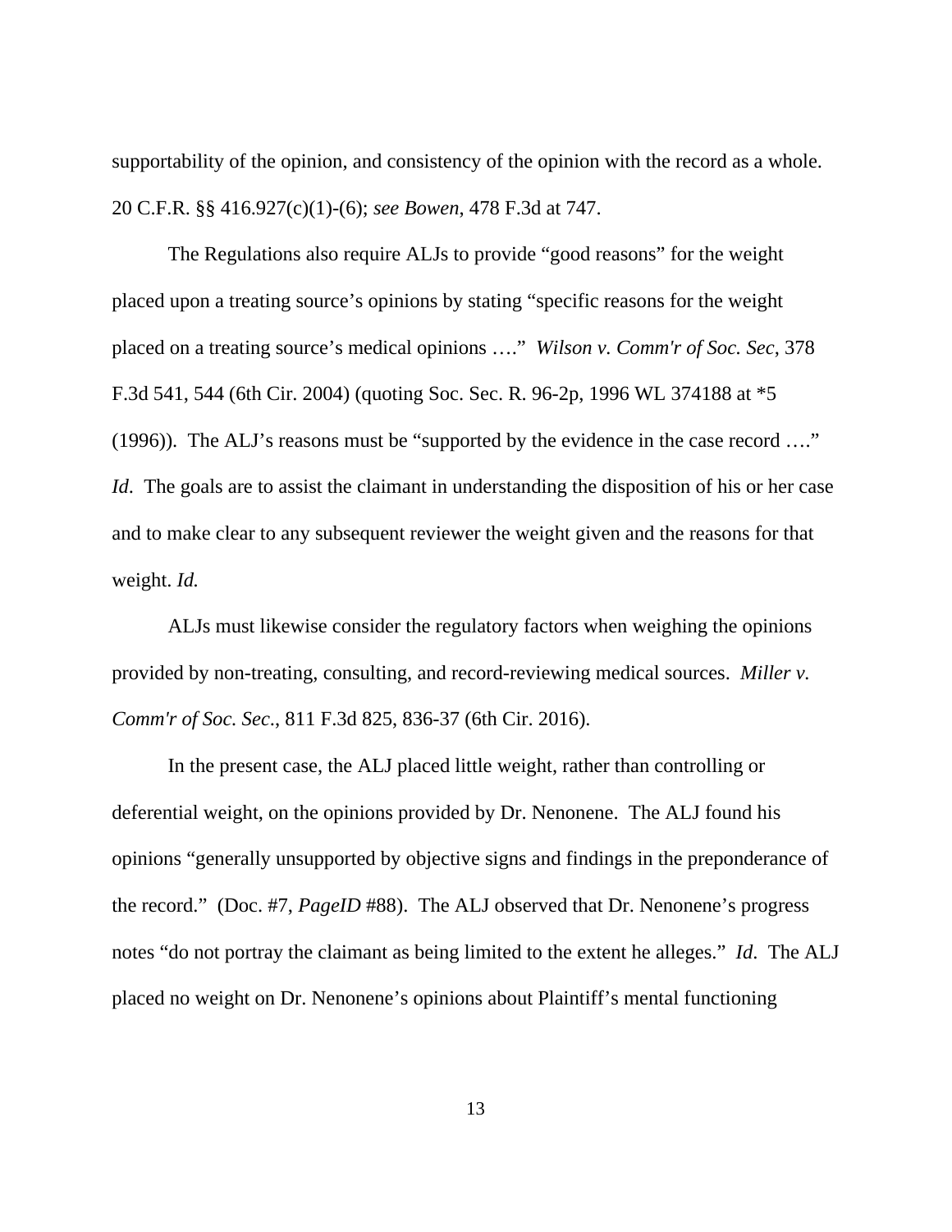supportability of the opinion, and consistency of the opinion with the record as a whole. 20 C.F.R. §§ 416.927(c)(1)-(6); *see Bowen*, 478 F.3d at 747.

The Regulations also require ALJs to provide "good reasons" for the weight placed upon a treating source's opinions by stating "specific reasons for the weight placed on a treating source's medical opinions …." *Wilson v. Comm'r of Soc. Sec*, 378 F.3d 541, 544 (6th Cir. 2004) (quoting Soc. Sec. R. 96-2p, 1996 WL 374188 at *5 (1996)). The ALJ's reasons must be "supported by the evidence in the case record …." *Id*. The goals are to assist the claimant in understanding the disposition of his or her case and to make clear to any subsequent reviewer the weight given and the reasons for that weight. *Id.*

ALJs must likewise consider the regulatory factors when weighing the opinions provided by non-treating, consulting, and record-reviewing medical sources. *Miller v. Comm'r of Soc. Sec*., 811 F.3d 825, 836-37 (6th Cir. 2016).

In the present case, the ALJ placed little weight, rather than controlling or deferential weight, on the opinions provided by Dr. Nenonene. The ALJ found his opinions "generally unsupported by objective signs and findings in the preponderance of the record." (Doc. #7, *PageID* #88). The ALJ observed that Dr. Nenonene's progress notes "do not portray the claimant as being limited to the extent he alleges." *Id*. The ALJ placed no weight on Dr. Nenonene's opinions about Plaintiff's mental functioning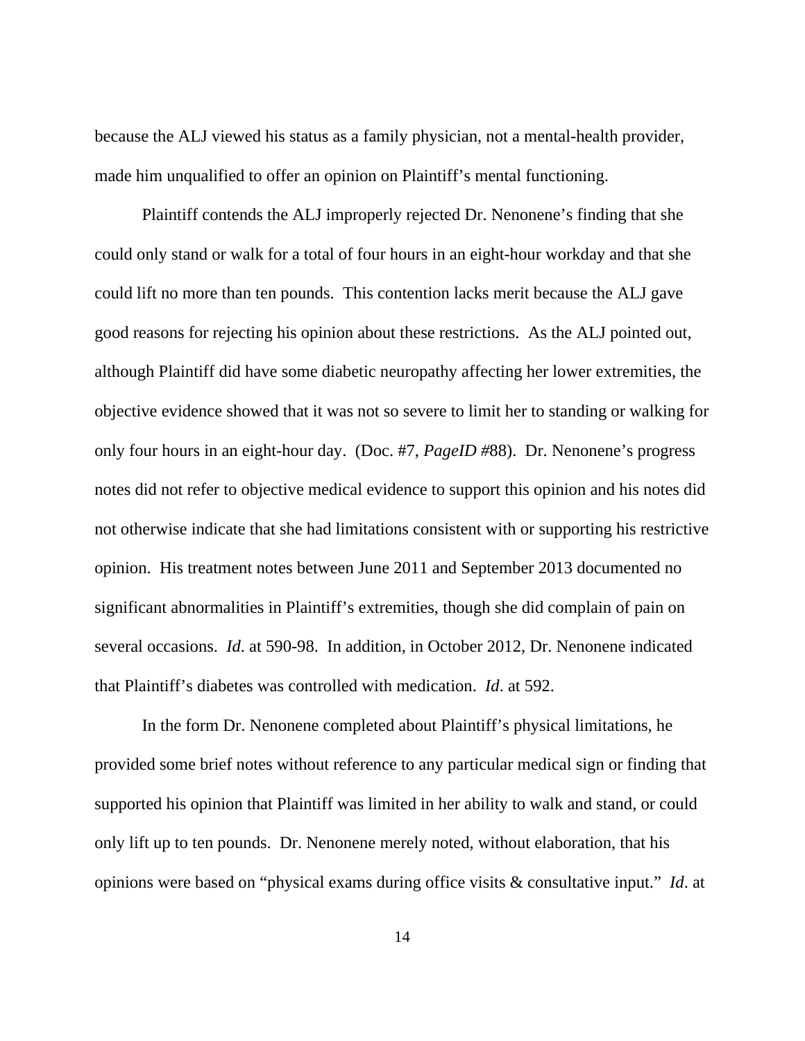because the ALJ viewed his status as a family physician, not a mental-health provider, made him unqualified to offer an opinion on Plaintiff's mental functioning.

Plaintiff contends the ALJ improperly rejected Dr. Nenonene's finding that she could only stand or walk for a total of four hours in an eight-hour workday and that she could lift no more than ten pounds. This contention lacks merit because the ALJ gave good reasons for rejecting his opinion about these restrictions. As the ALJ pointed out, although Plaintiff did have some diabetic neuropathy affecting her lower extremities, the objective evidence showed that it was not so severe to limit her to standing or walking for only four hours in an eight-hour day. (Doc. #7, *PageID* #88). Dr. Nenonene's progress notes did not refer to objective medical evidence to support this opinion and his notes did not otherwise indicate that she had limitations consistent with or supporting his restrictive opinion. His treatment notes between June 2011 and September 2013 documented no significant abnormalities in Plaintiff's extremities, though she did complain of pain on several occasions. *Id*. at 590-98. In addition, in October 2012, Dr. Nenonene indicated that Plaintiff's diabetes was controlled with medication. *Id*. at 592.

In the form Dr. Nenonene completed about Plaintiff's physical limitations, he provided some brief notes without reference to any particular medical sign or finding that supported his opinion that Plaintiff was limited in her ability to walk and stand, or could only lift up to ten pounds. Dr. Nenonene merely noted, without elaboration, that his opinions were based on "physical exams during office visits & consultative input." *Id*. at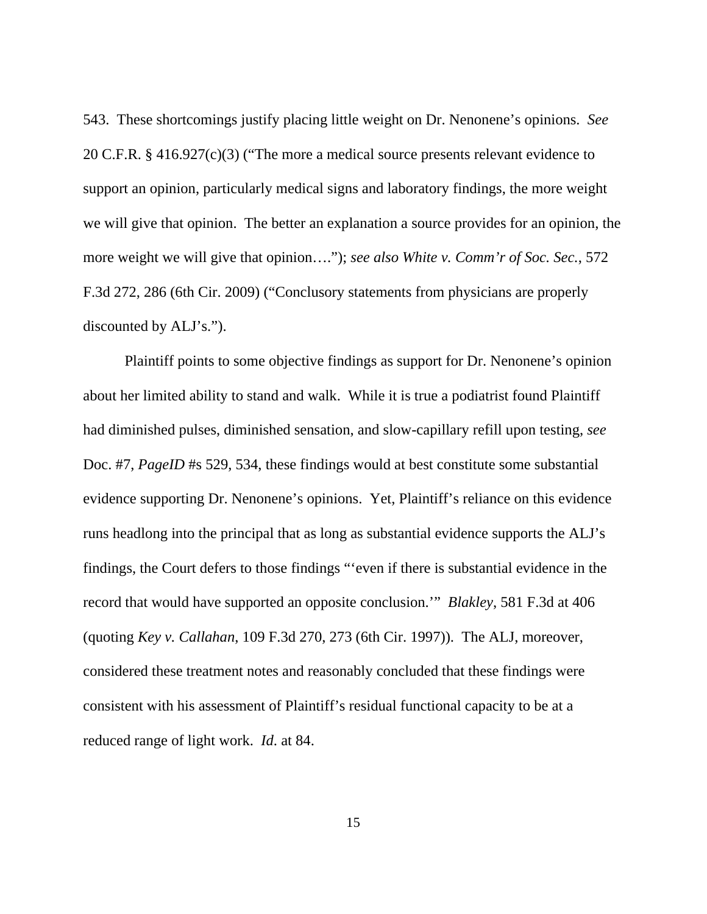543. These shortcomings justify placing little weight on Dr. Nenonene's opinions. *See* 20 C.F.R. § 416.927(c)(3) ("The more a medical source presents relevant evidence to support an opinion, particularly medical signs and laboratory findings, the more weight we will give that opinion. The better an explanation a source provides for an opinion, the more weight we will give that opinion…."); *see also White v. Comm'r of Soc. Sec.*, 572 F.3d 272, 286 (6th Cir. 2009) ("Conclusory statements from physicians are properly discounted by ALJ's.").

Plaintiff points to some objective findings as support for Dr. Nenonene's opinion about her limited ability to stand and walk. While it is true a podiatrist found Plaintiff had diminished pulses, diminished sensation, and slow-capillary refill upon testing, *see* Doc. #7, *PageID* #s 529, 534, these findings would at best constitute some substantial evidence supporting Dr. Nenonene's opinions. Yet, Plaintiff's reliance on this evidence runs headlong into the principal that as long as substantial evidence supports the ALJ's findings, the Court defers to those findings "'even if there is substantial evidence in the record that would have supported an opposite conclusion.'" *Blakley*, 581 F.3d at 406 (quoting *Key v. Callahan*, 109 F.3d 270, 273 (6th Cir. 1997)). The ALJ, moreover, considered these treatment notes and reasonably concluded that these findings were consistent with his assessment of Plaintiff's residual functional capacity to be at a reduced range of light work. *Id*. at 84.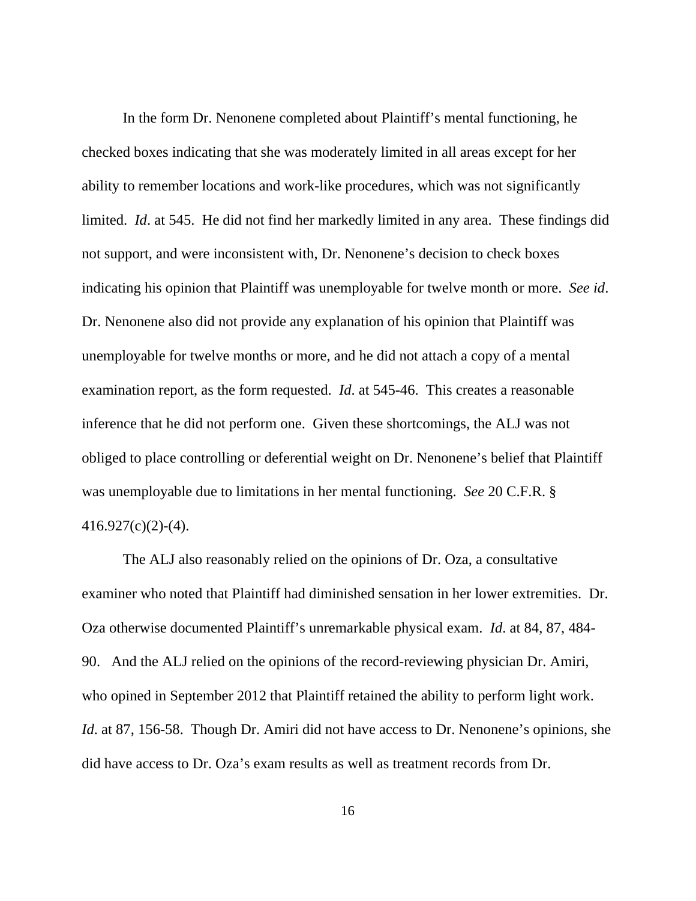In the form Dr. Nenonene completed about Plaintiff's mental functioning, he checked boxes indicating that she was moderately limited in all areas except for her ability to remember locations and work-like procedures, which was not significantly limited. *Id*. at 545. He did not find her markedly limited in any area. These findings did not support, and were inconsistent with, Dr. Nenonene's decision to check boxes indicating his opinion that Plaintiff was unemployable for twelve month or more. *See id*. Dr. Nenonene also did not provide any explanation of his opinion that Plaintiff was unemployable for twelve months or more, and he did not attach a copy of a mental examination report, as the form requested. *Id*. at 545-46. This creates a reasonable inference that he did not perform one. Given these shortcomings, the ALJ was not obliged to place controlling or deferential weight on Dr. Nenonene's belief that Plaintiff was unemployable due to limitations in her mental functioning. *See* 20 C.F.R. § 416.927(c)(2)-(4).

The ALJ also reasonably relied on the opinions of Dr. Oza, a consultative examiner who noted that Plaintiff had diminished sensation in her lower extremities. Dr. Oza otherwise documented Plaintiff's unremarkable physical exam. *Id*. at 84, 87, 484-90. And the ALJ relied on the opinions of the record-reviewing physician Dr. Amiri, who opined in September 2012 that Plaintiff retained the ability to perform light work. *Id*. at 87, 156-58. Though Dr. Amiri did not have access to Dr. Nenonene's opinions, she did have access to Dr. Oza's exam results as well as treatment records from Dr.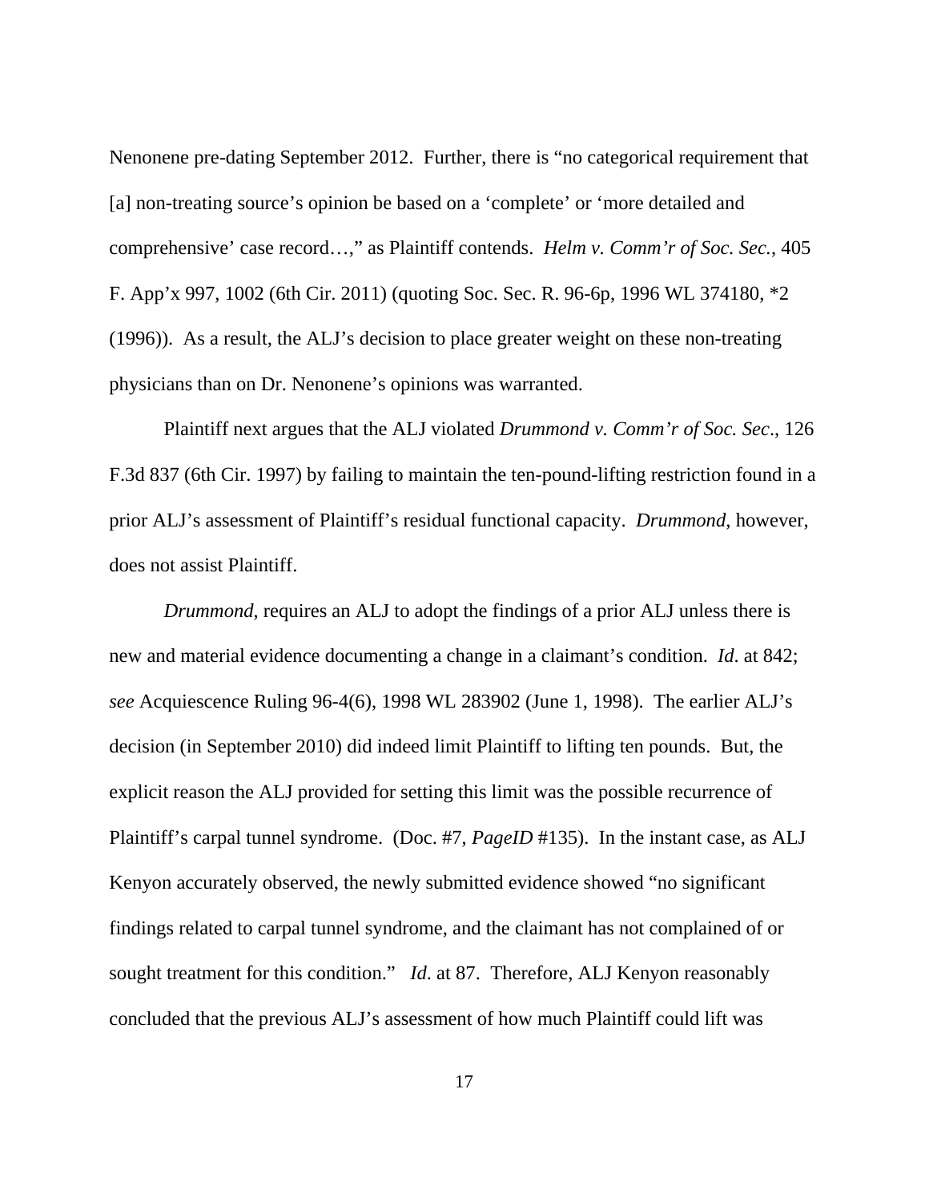Nenonene pre-dating September 2012. Further, there is "no categorical requirement that [a] non-treating source's opinion be based on a 'complete' or 'more detailed and comprehensive' case record…," as Plaintiff contends. *Helm v. Comm'r of Soc. Sec.*, 405 F. App'x 997, 1002 (6th Cir. 2011) (quoting Soc. Sec. R. 96-6p, 1996 WL 374180, *2 (1996)). As a result, the ALJ's decision to place greater weight on these non-treating physicians than on Dr. Nenonene's opinions was warranted.

Plaintiff next argues that the ALJ violated *Drummond v. Comm'r of Soc. Sec*., 126 F.3d 837 (6th Cir. 1997) by failing to maintain the ten-pound-lifting restriction found in a prior ALJ's assessment of Plaintiff's residual functional capacity. *Drummond*, however, does not assist Plaintiff.

*Drummond*, requires an ALJ to adopt the findings of a prior ALJ unless there is new and material evidence documenting a change in a claimant's condition. *Id*. at 842; *see* Acquiescence Ruling 96-4(6), 1998 WL 283902 (June 1, 1998). The earlier ALJ's decision (in September 2010) did indeed limit Plaintiff to lifting ten pounds. But, the explicit reason the ALJ provided for setting this limit was the possible recurrence of Plaintiff's carpal tunnel syndrome. (Doc. #7, *PageID* #135). In the instant case, as ALJ Kenyon accurately observed, the newly submitted evidence showed "no significant findings related to carpal tunnel syndrome, and the claimant has not complained of or sought treatment for this condition." *Id*. at 87. Therefore, ALJ Kenyon reasonably concluded that the previous ALJ's assessment of how much Plaintiff could lift was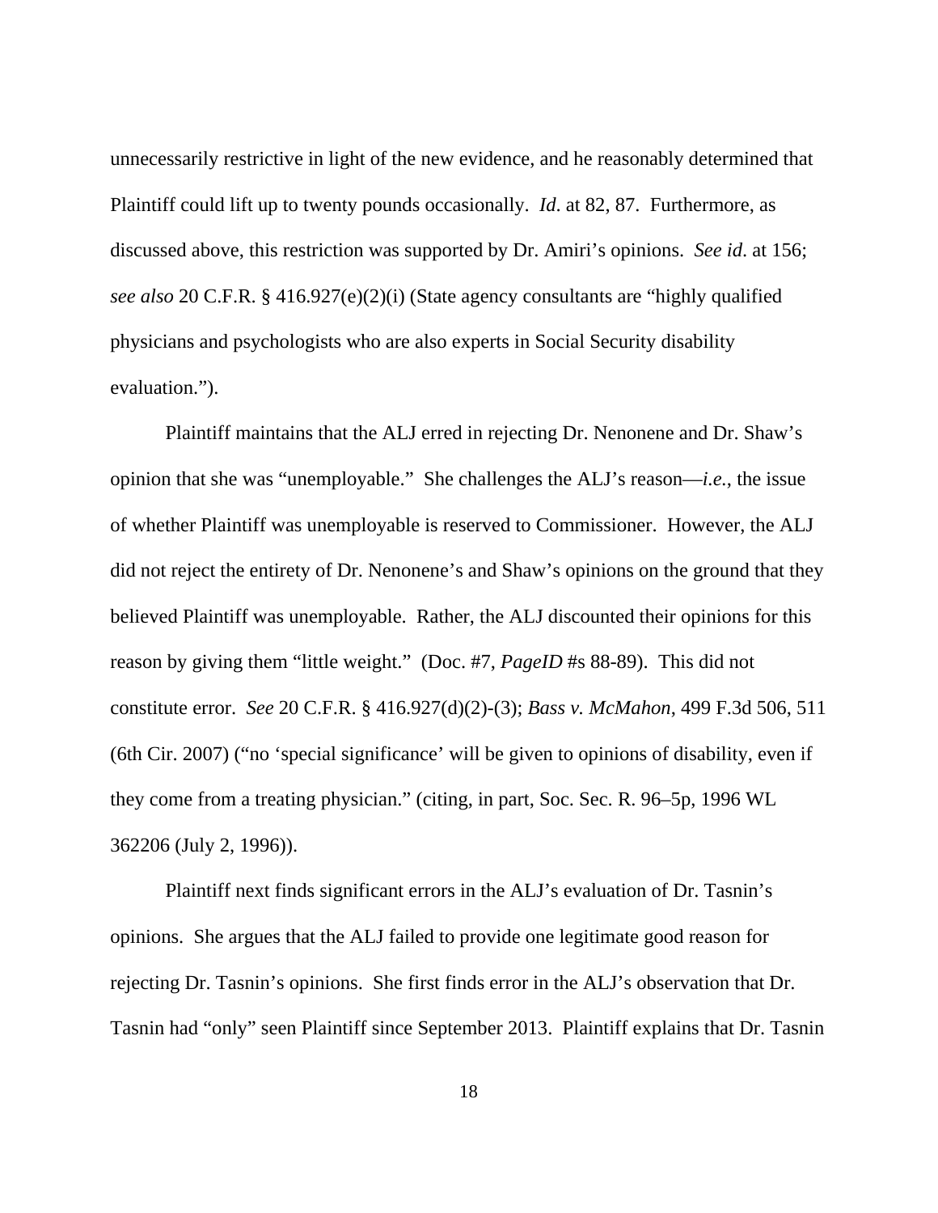unnecessarily restrictive in light of the new evidence, and he reasonably determined that Plaintiff could lift up to twenty pounds occasionally. *Id*. at 82, 87. Furthermore, as discussed above, this restriction was supported by Dr. Amiri's opinions. *See id*. at 156; *see also* 20 C.F.R. § 416.927(e)(2)(i) (State agency consultants are "highly qualified physicians and psychologists who are also experts in Social Security disability evaluation.").

Plaintiff maintains that the ALJ erred in rejecting Dr. Nenonene and Dr. Shaw's opinion that she was "unemployable." She challenges the ALJ's reason—*i.e.*, the issue of whether Plaintiff was unemployable is reserved to Commissioner. However, the ALJ did not reject the entirety of Dr. Nenonene's and Shaw's opinions on the ground that they believed Plaintiff was unemployable. Rather, the ALJ discounted their opinions for this reason by giving them "little weight." (Doc. #7, *PageID* #s 88-89). This did not constitute error. *See* 20 C.F.R. § 416.927(d)(2)-(3); *Bass v. McMahon*, 499 F.3d 506, 511 (6th Cir. 2007) ("no 'special significance' will be given to opinions of disability, even if they come from a treating physician." (citing, in part, Soc. Sec. R. 96–5p, 1996 WL 362206 (July 2, 1996)).

Plaintiff next finds significant errors in the ALJ's evaluation of Dr. Tasnin's opinions. She argues that the ALJ failed to provide one legitimate good reason for rejecting Dr. Tasnin's opinions. She first finds error in the ALJ's observation that Dr. Tasnin had "only" seen Plaintiff since September 2013. Plaintiff explains that Dr. Tasnin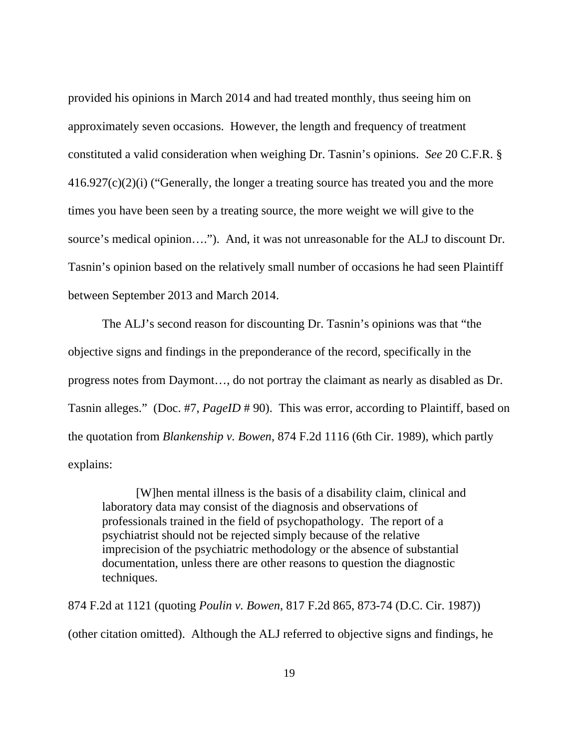provided his opinions in March 2014 and had treated monthly, thus seeing him on approximately seven occasions. However, the length and frequency of treatment constituted a valid consideration when weighing Dr. Tasnin's opinions. *See* 20 C.F.R. § 416.927(c)(2)(i) ("Generally, the longer a treating source has treated you and the more times you have been seen by a treating source, the more weight we will give to the source's medical opinion…."). And, it was not unreasonable for the ALJ to discount Dr. Tasnin's opinion based on the relatively small number of occasions he had seen Plaintiff between September 2013 and March 2014.

The ALJ's second reason for discounting Dr. Tasnin's opinions was that "the objective signs and findings in the preponderance of the record, specifically in the progress notes from Daymont…, do not portray the claimant as nearly as disabled as Dr. Tasnin alleges." (Doc. #7, *PageID* # 90). This was error, according to Plaintiff, based on the quotation from *Blankenship v. Bowen*, 874 F.2d 1116 (6th Cir. 1989), which partly explains:

> [W]hen mental illness is the basis of a disability claim, clinical and laboratory data may consist of the diagnosis and observations of professionals trained in the field of psychopathology. The report of a psychiatrist should not be rejected simply because of the relative imprecision of the psychiatric methodology or the absence of substantial documentation, unless there are other reasons to question the diagnostic techniques.

874 F.2d at 1121 (quoting *Poulin v. Bowen*, 817 F.2d 865, 873-74 (D.C. Cir. 1987)) (other citation omitted). Although the ALJ referred to objective signs and findings, he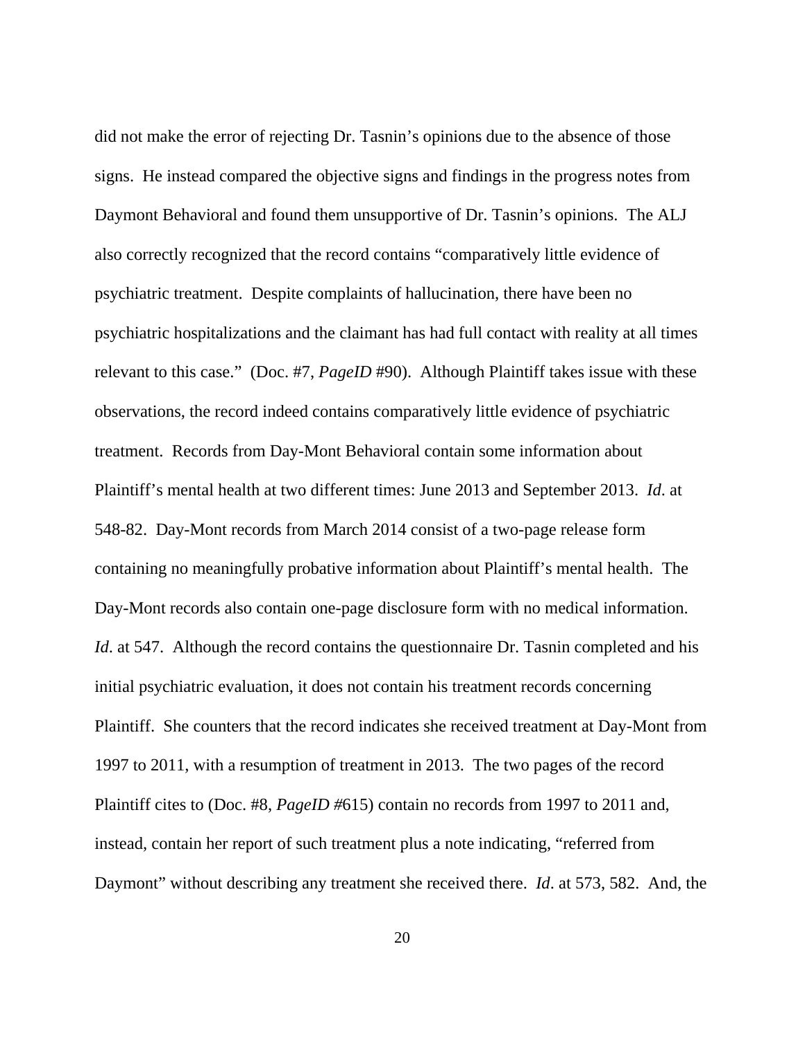did not make the error of rejecting Dr. Tasnin's opinions due to the absence of those signs. He instead compared the objective signs and findings in the progress notes from Daymont Behavioral and found them unsupportive of Dr. Tasnin's opinions. The ALJ also correctly recognized that the record contains "comparatively little evidence of psychiatric treatment. Despite complaints of hallucination, there have been no psychiatric hospitalizations and the claimant has had full contact with reality at all times relevant to this case." (Doc. #7, *PageID* #90). Although Plaintiff takes issue with these observations, the record indeed contains comparatively little evidence of psychiatric treatment. Records from Day-Mont Behavioral contain some information about Plaintiff's mental health at two different times: June 2013 and September 2013. *Id*. at 548-82. Day-Mont records from March 2014 consist of a two-page release form containing no meaningfully probative information about Plaintiff's mental health. The Day-Mont records also contain one-page disclosure form with no medical information. *Id*. at 547. Although the record contains the questionnaire Dr. Tasnin completed and his initial psychiatric evaluation, it does not contain his treatment records concerning Plaintiff. She counters that the record indicates she received treatment at Day-Mont from 1997 to 2011, with a resumption of treatment in 2013. The two pages of the record Plaintiff cites to (Doc. #8, *PageID #*615) contain no records from 1997 to 2011 and, instead, contain her report of such treatment plus a note indicating, "referred from Daymont" without describing any treatment she received there. *Id*. at 573, 582. And, the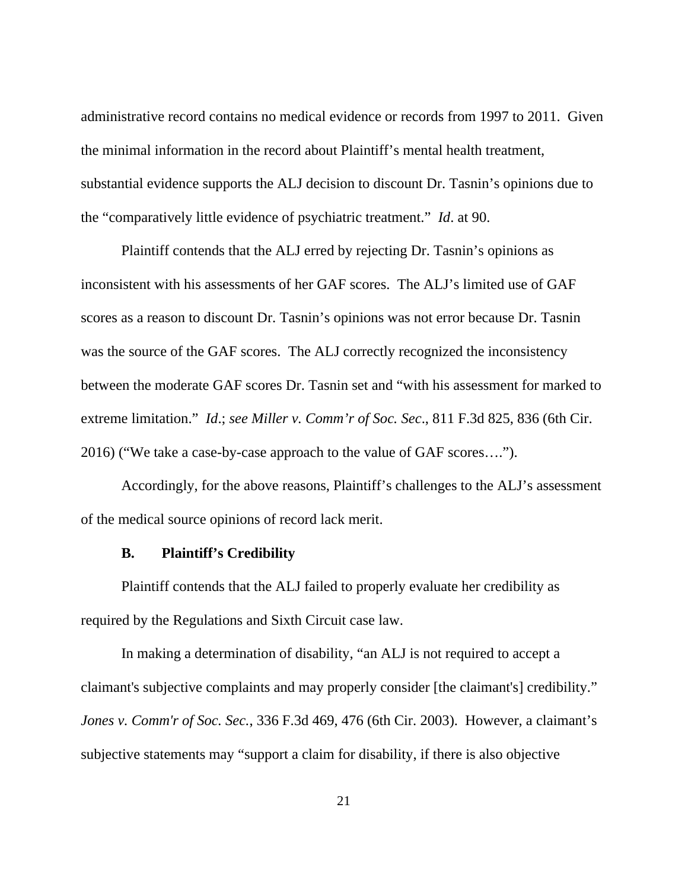administrative record contains no medical evidence or records from 1997 to 2011. Given the minimal information in the record about Plaintiff's mental health treatment, substantial evidence supports the ALJ decision to discount Dr. Tasnin's opinions due to the "comparatively little evidence of psychiatric treatment." *Id*. at 90.

Plaintiff contends that the ALJ erred by rejecting Dr. Tasnin's opinions as inconsistent with his assessments of her GAF scores. The ALJ's limited use of GAF scores as a reason to discount Dr. Tasnin's opinions was not error because Dr. Tasnin was the source of the GAF scores. The ALJ correctly recognized the inconsistency between the moderate GAF scores Dr. Tasnin set and "with his assessment for marked to extreme limitation." *Id*.; *see Miller v. Comm'r of Soc. Sec*., 811 F.3d 825, 836 (6th Cir. 2016) ("We take a case-by-case approach to the value of GAF scores….").

Accordingly, for the above reasons, Plaintiff's challenges to the ALJ's assessment of the medical source opinions of record lack merit.

### B. Plaintiff's Credibility

Plaintiff contends that the ALJ failed to properly evaluate her credibility as required by the Regulations and Sixth Circuit case law.

In making a determination of disability, "an ALJ is not required to accept a claimant's subjective complaints and may properly consider [the claimant's] credibility." *Jones v. Comm'r of Soc. Sec.*, 336 F.3d 469, 476 (6th Cir. 2003). However, a claimant's subjective statements may "support a claim for disability, if there is also objective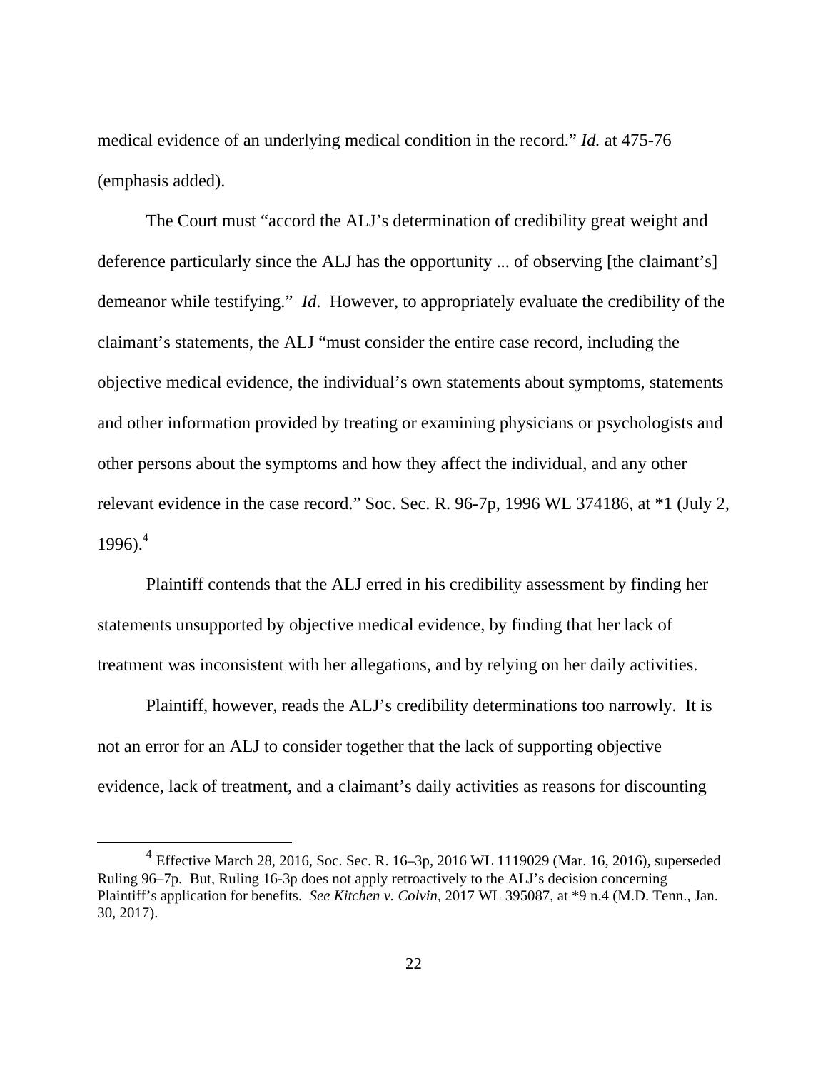medical evidence of an underlying medical condition in the record." *Id.* at 475-76 (emphasis added).

The Court must "accord the ALJ's determination of credibility great weight and deference particularly since the ALJ has the opportunity ... of observing [the claimant's] demeanor while testifying." *Id*. However, to appropriately evaluate the credibility of the claimant's statements, the ALJ "must consider the entire case record, including the objective medical evidence, the individual's own statements about symptoms, statements and other information provided by treating or examining physicians or psychologists and other persons about the symptoms and how they affect the individual, and any other relevant evidence in the case record." Soc. Sec. R. 96-7p, 1996 WL 374186, at *1 (July 2, 1996).[4]

Plaintiff contends that the ALJ erred in his credibility assessment by finding her statements unsupported by objective medical evidence, by finding that her lack of treatment was inconsistent with her allegations, and by relying on her daily activities.

Plaintiff, however, reads the ALJ's credibility determinations too narrowly. It is not an error for an ALJ to consider together that the lack of supporting objective evidence, lack of treatment, and a claimant's daily activities as reasons for discounting

---

[4] Effective March 28, 2016, Soc. Sec. R. 16–3p, 2016 WL 1119029 (Mar. 16, 2016), superseded Ruling 96–7p. But, Ruling 16-3p does not apply retroactively to the ALJ's decision concerning Plaintiff's application for benefits. *See Kitchen v. Colvin*, 2017 WL 395087, at *9 n.4 (M.D. Tenn., Jan. 30, 2017).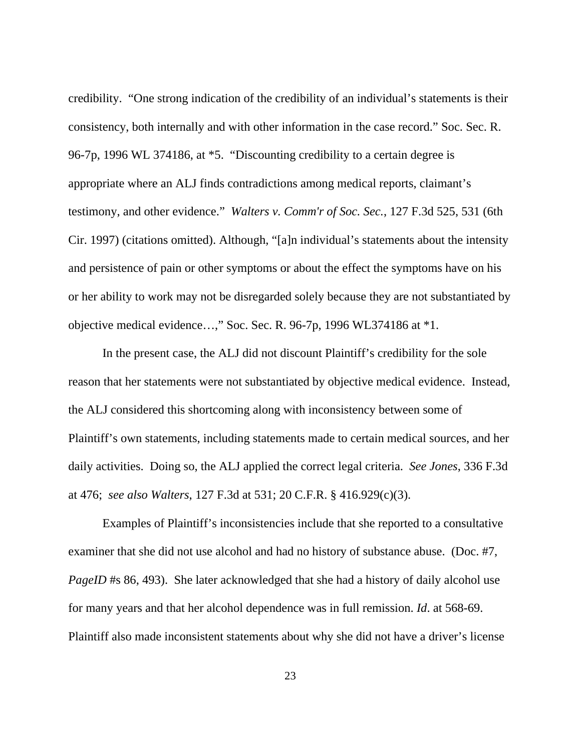credibility. "One strong indication of the credibility of an individual's statements is their consistency, both internally and with other information in the case record." Soc. Sec. R. 96-7p, 1996 WL 374186, at *5. "Discounting credibility to a certain degree is appropriate where an ALJ finds contradictions among medical reports, claimant's testimony, and other evidence." *Walters v. Comm'r of Soc. Sec.*, 127 F.3d 525, 531 (6th Cir. 1997) (citations omitted). Although, "[a]n individual's statements about the intensity and persistence of pain or other symptoms or about the effect the symptoms have on his or her ability to work may not be disregarded solely because they are not substantiated by objective medical evidence…," Soc. Sec. R. 96-7p, 1996 WL374186 at *1.

In the present case, the ALJ did not discount Plaintiff's credibility for the sole reason that her statements were not substantiated by objective medical evidence. Instead, the ALJ considered this shortcoming along with inconsistency between some of Plaintiff's own statements, including statements made to certain medical sources, and her daily activities. Doing so, the ALJ applied the correct legal criteria. *See Jones*, 336 F.3d at 476; *see also Walters*, 127 F.3d at 531; 20 C.F.R. § 416.929(c)(3).

Examples of Plaintiff's inconsistencies include that she reported to a consultative examiner that she did not use alcohol and had no history of substance abuse. (Doc. #7, *PageID* #s 86, 493). She later acknowledged that she had a history of daily alcohol use for many years and that her alcohol dependence was in full remission. *Id*. at 568-69. Plaintiff also made inconsistent statements about why she did not have a driver's license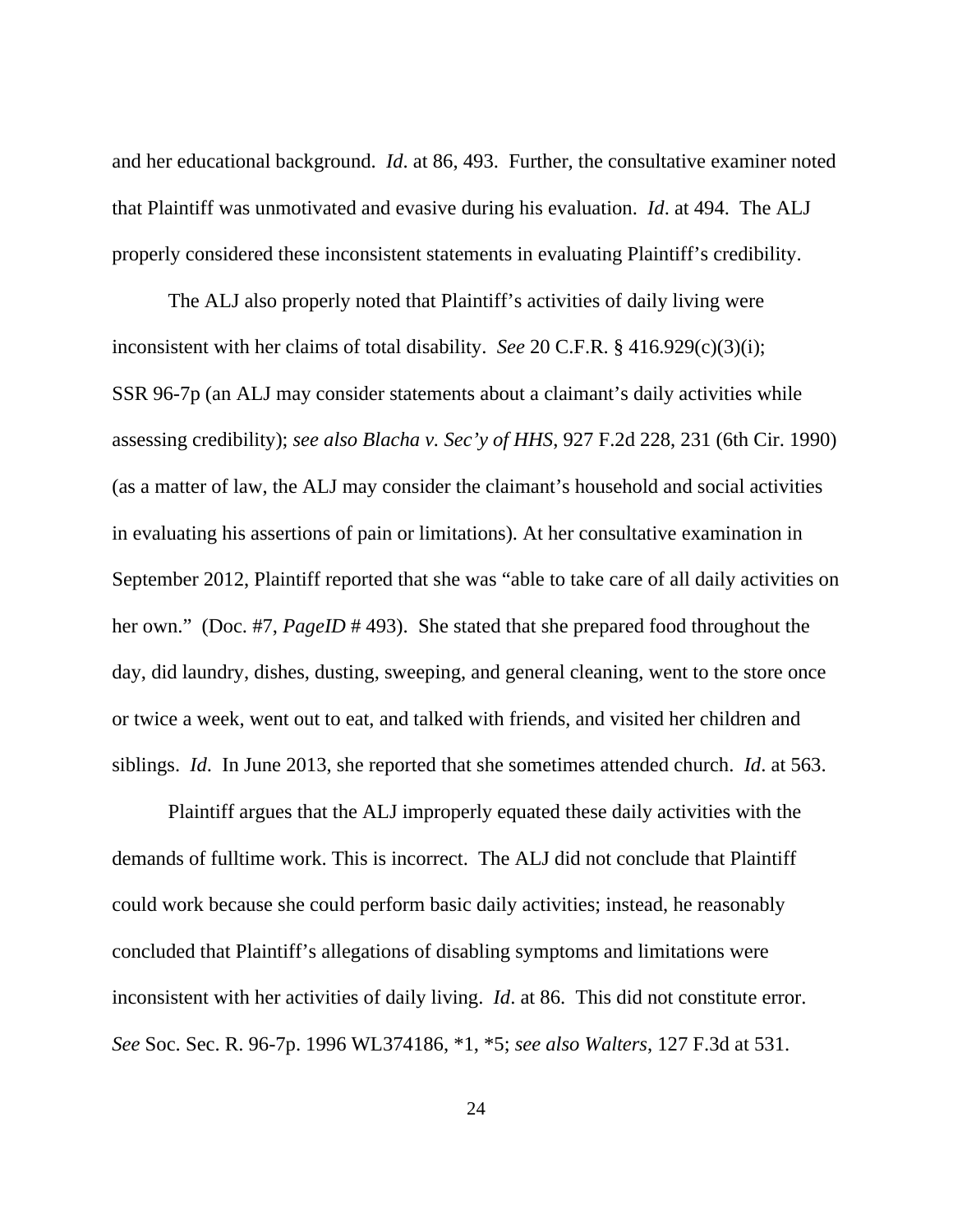and her educational background. *Id*. at 86, 493. Further, the consultative examiner noted that Plaintiff was unmotivated and evasive during his evaluation. *Id*. at 494. The ALJ properly considered these inconsistent statements in evaluating Plaintiff's credibility.

The ALJ also properly noted that Plaintiff's activities of daily living were inconsistent with her claims of total disability. *See* 20 C.F.R. § 416.929(c)(3)(i); SSR 96-7p (an ALJ may consider statements about a claimant's daily activities while assessing credibility); *see also Blacha v. Sec'y of HHS*, 927 F.2d 228, 231 (6th Cir. 1990) (as a matter of law, the ALJ may consider the claimant's household and social activities in evaluating his assertions of pain or limitations). At her consultative examination in September 2012, Plaintiff reported that she was "able to take care of all daily activities on her own." (Doc. #7, *PageID* # 493). She stated that she prepared food throughout the day, did laundry, dishes, dusting, sweeping, and general cleaning, went to the store once or twice a week, went out to eat, and talked with friends, and visited her children and siblings. *Id*. In June 2013, she reported that she sometimes attended church. *Id*. at 563.

Plaintiff argues that the ALJ improperly equated these daily activities with the demands of fulltime work. This is incorrect. The ALJ did not conclude that Plaintiff could work because she could perform basic daily activities; instead, he reasonably concluded that Plaintiff's allegations of disabling symptoms and limitations were inconsistent with her activities of daily living. *Id*. at 86. This did not constitute error. *See* Soc. Sec. R. 96-7p. 1996 WL374186, *1, *5; *see also Walters*, 127 F.3d at 531.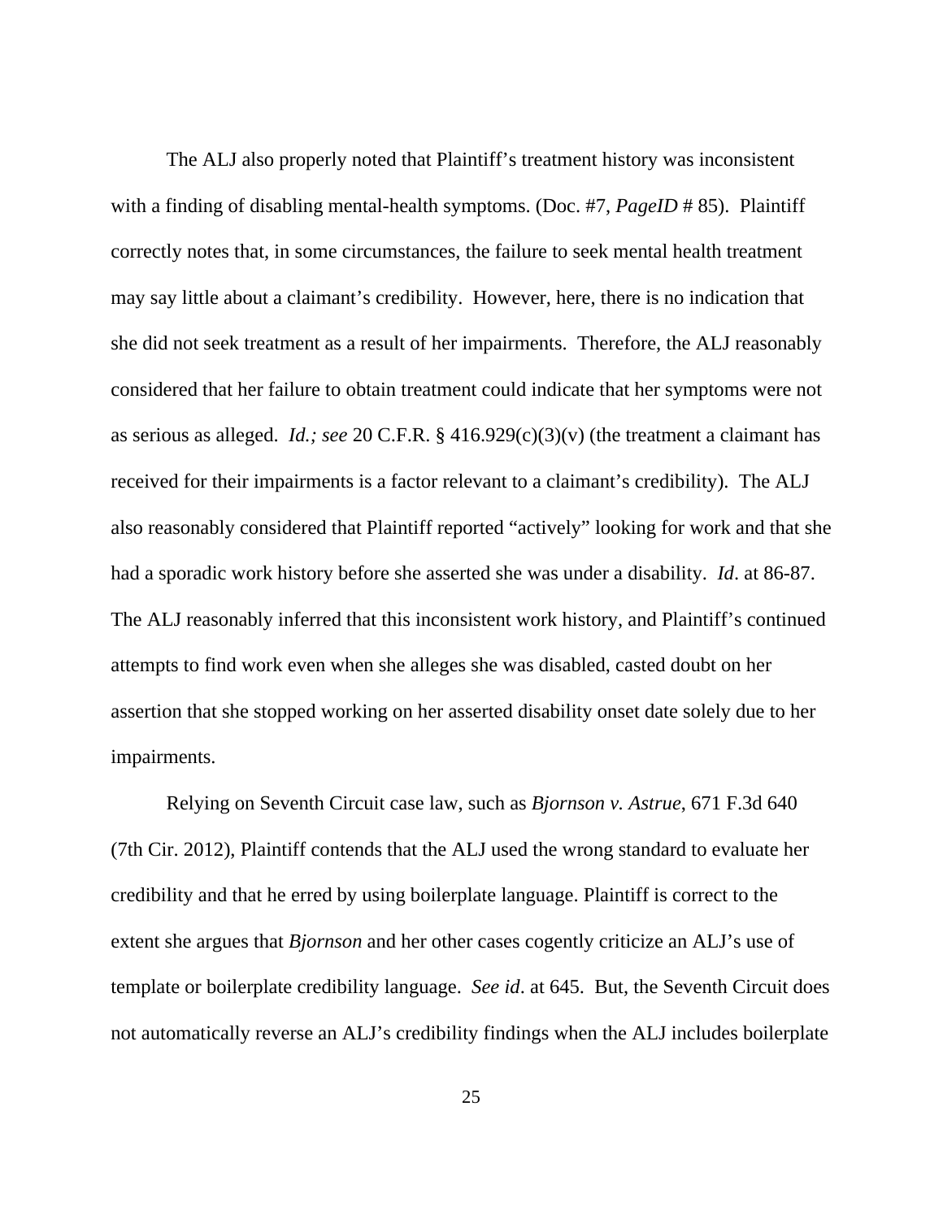The ALJ also properly noted that Plaintiff's treatment history was inconsistent with a finding of disabling mental-health symptoms. (Doc. #7, *PageID* # 85). Plaintiff correctly notes that, in some circumstances, the failure to seek mental health treatment may say little about a claimant's credibility. However, here, there is no indication that she did not seek treatment as a result of her impairments. Therefore, the ALJ reasonably considered that her failure to obtain treatment could indicate that her symptoms were not as serious as alleged. *Id.; see* 20 C.F.R. § 416.929(c)(3)(v) (the treatment a claimant has received for their impairments is a factor relevant to a claimant's credibility). The ALJ also reasonably considered that Plaintiff reported "actively" looking for work and that she had a sporadic work history before she asserted she was under a disability. *Id*. at 86-87. The ALJ reasonably inferred that this inconsistent work history, and Plaintiff's continued attempts to find work even when she alleges she was disabled, casted doubt on her assertion that she stopped working on her asserted disability onset date solely due to her impairments.

Relying on Seventh Circuit case law, such as *Bjornson v. Astrue*, 671 F.3d 640 (7th Cir. 2012), Plaintiff contends that the ALJ used the wrong standard to evaluate her credibility and that he erred by using boilerplate language. Plaintiff is correct to the extent she argues that *Bjornson* and her other cases cogently criticize an ALJ's use of template or boilerplate credibility language. *See id*. at 645. But, the Seventh Circuit does not automatically reverse an ALJ's credibility findings when the ALJ includes boilerplate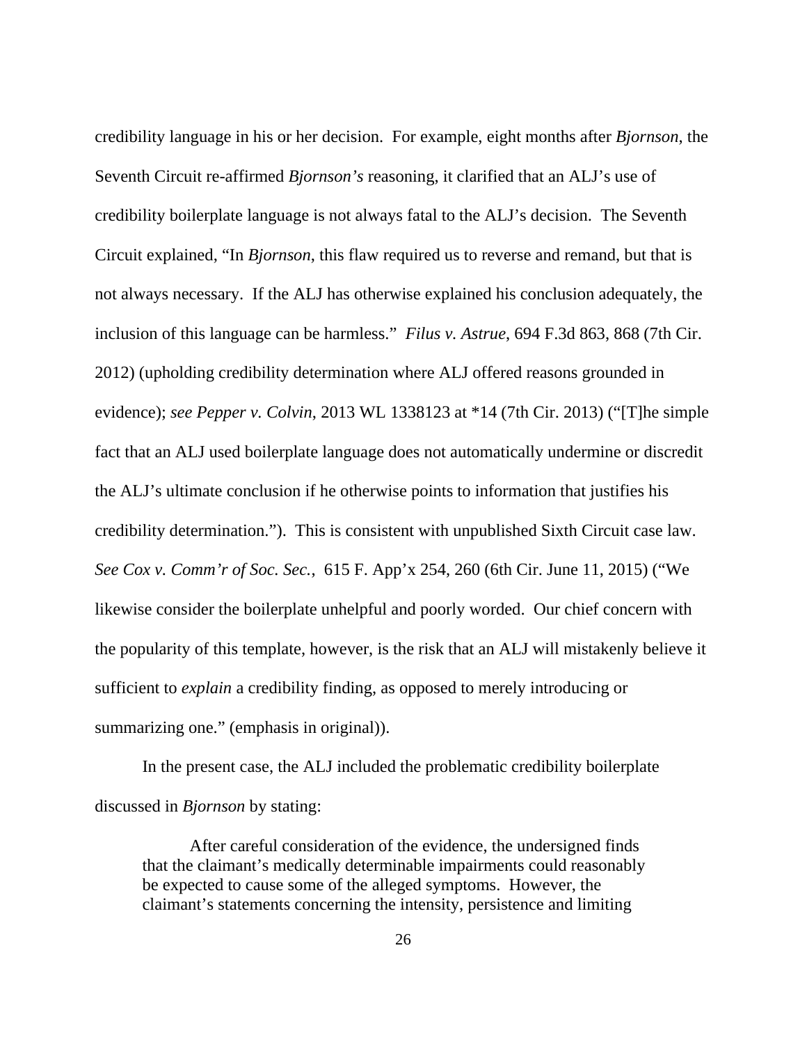credibility language in his or her decision. For example, eight months after *Bjornson*, the Seventh Circuit re-affirmed *Bjornson's* reasoning, it clarified that an ALJ's use of credibility boilerplate language is not always fatal to the ALJ's decision. The Seventh Circuit explained, "In *Bjornson*, this flaw required us to reverse and remand, but that is not always necessary. If the ALJ has otherwise explained his conclusion adequately, the inclusion of this language can be harmless." *Filus v. Astrue*, 694 F.3d 863, 868 (7th Cir. 2012) (upholding credibility determination where ALJ offered reasons grounded in evidence); *see Pepper v. Colvin*, 2013 WL 1338123 at *14 (7th Cir. 2013) ("[T]he simple fact that an ALJ used boilerplate language does not automatically undermine or discredit the ALJ's ultimate conclusion if he otherwise points to information that justifies his credibility determination."). This is consistent with unpublished Sixth Circuit case law. *See Cox v. Comm'r of Soc. Sec.*, 615 F. App'x 254, 260 (6th Cir. June 11, 2015) ("We likewise consider the boilerplate unhelpful and poorly worded. Our chief concern with the popularity of this template, however, is the risk that an ALJ will mistakenly believe it sufficient to *explain* a credibility finding, as opposed to merely introducing or summarizing one." (emphasis in original)).

In the present case, the ALJ included the problematic credibility boilerplate discussed in *Bjornson* by stating:

> After careful consideration of the evidence, the undersigned finds that the claimant's medically determinable impairments could reasonably be expected to cause some of the alleged symptoms. However, the claimant's statements concerning the intensity, persistence and limiting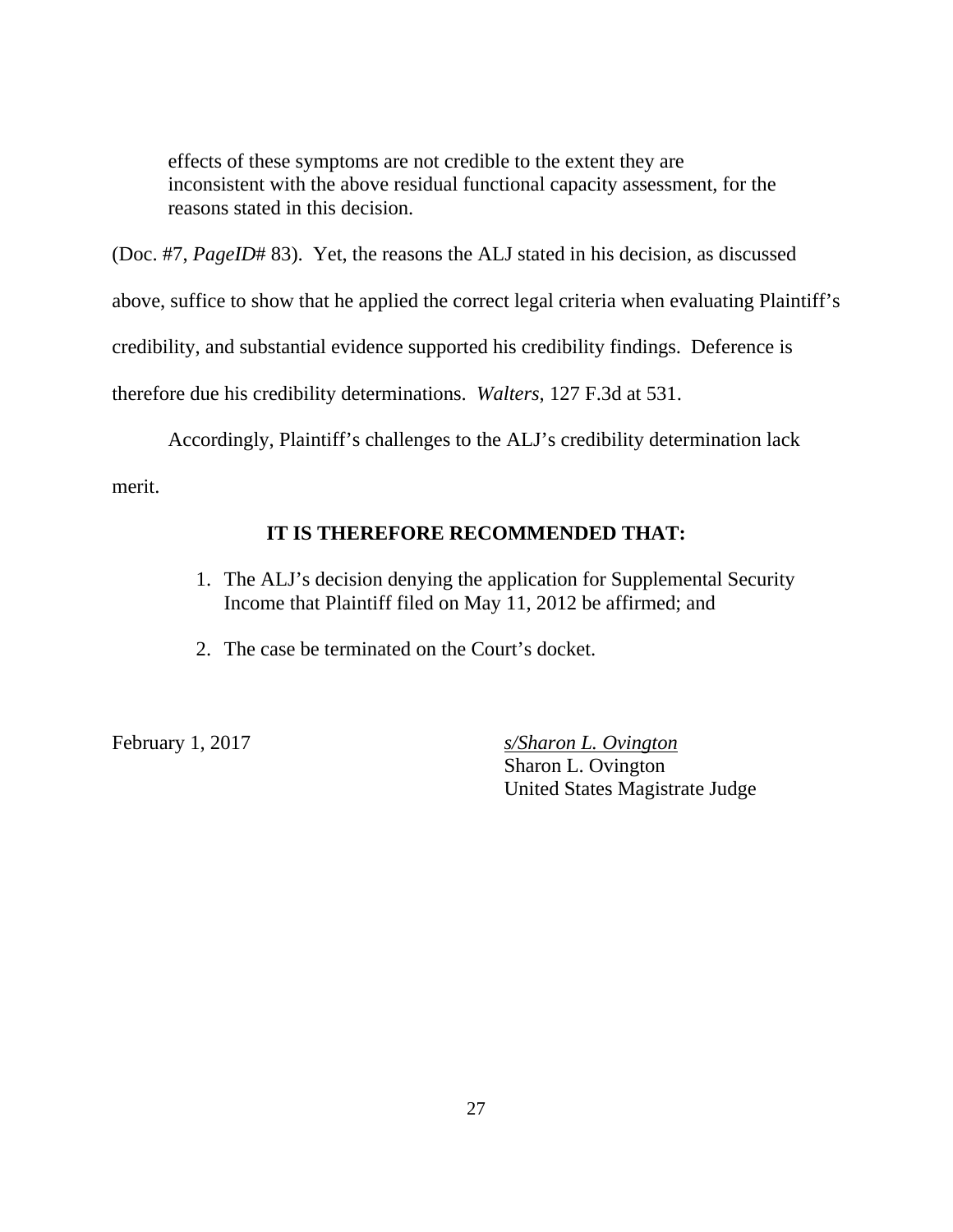> effects of these symptoms are not credible to the extent they are inconsistent with the above residual functional capacity assessment, for the reasons stated in this decision.

(Doc. #7, *PageID#* 83). Yet, the reasons the ALJ stated in his decision, as discussed above, suffice to show that he applied the correct legal criteria when evaluating Plaintiff's credibility, and substantial evidence supported his credibility findings. Deference is therefore due his credibility determinations. *Walters*, 127 F.3d at 531.

Accordingly, Plaintiff's challenges to the ALJ's credibility determination lack merit.

**IT IS THEREFORE RECOMMENDED THAT:**

1. The ALJ's decision denying the application for Supplemental Security Income that Plaintiff filed on May 11, 2012 be affirmed; and

2. The case be terminated on the Court's docket.

February 1, 2017

s/Sharon L. Ovington
Sharon L. Ovington
United States Magistrate Judge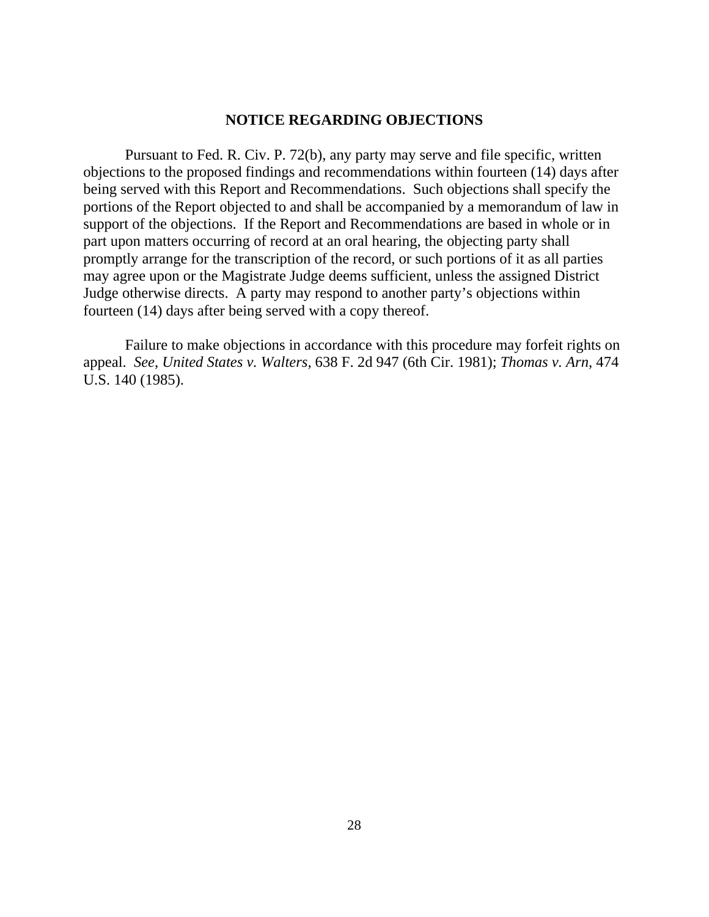**NOTICE REGARDING OBJECTIONS**

Pursuant to Fed. R. Civ. P. 72(b), any party may serve and file specific, written objections to the proposed findings and recommendations within fourteen (14) days after being served with this Report and Recommendations. Such objections shall specify the portions of the Report objected to and shall be accompanied by a memorandum of law in support of the objections. If the Report and Recommendations are based in whole or in part upon matters occurring of record at an oral hearing, the objecting party shall promptly arrange for the transcription of the record, or such portions of it as all parties may agree upon or the Magistrate Judge deems sufficient, unless the assigned District Judge otherwise directs. A party may respond to another party's objections within fourteen (14) days after being served with a copy thereof.

Failure to make objections in accordance with this procedure may forfeit rights on appeal. *See, United States v. Walters*, 638 F. 2d 947 (6th Cir. 1981); *Thomas v. Arn*, 474 U.S. 140 (1985).